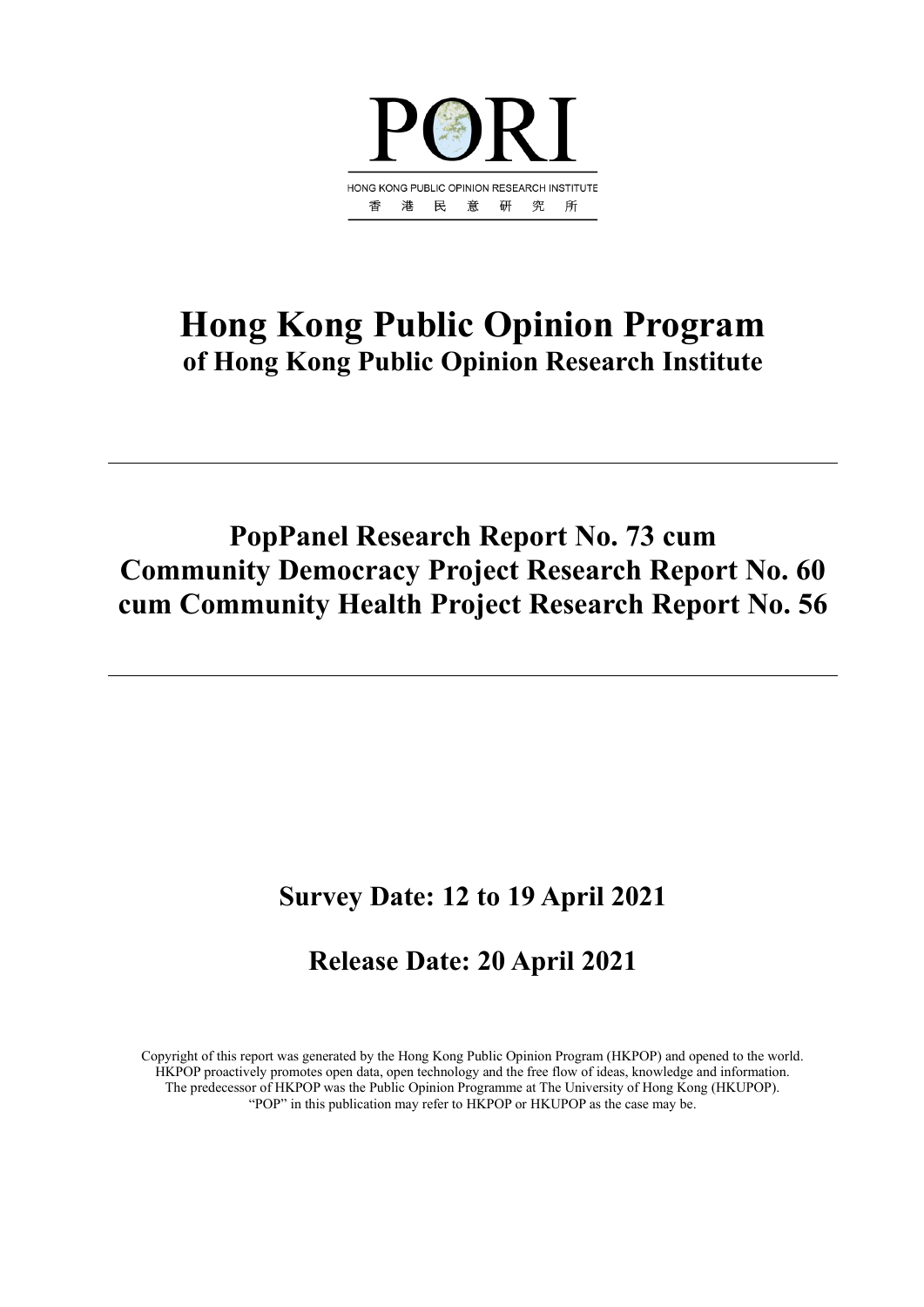PORI

HONG KONG PUBLIC OPINION RESEARCH INSTITUTE

香 港 民 意 研 究 所

# Hong Kong Public Opinion Program

## of Hong Kong Public Opinion Research Institute

---

## PopPanel Research Report No. 73 cum Community Democracy Project Research Report No. 60 cum Community Health Project Research Report No. 56

---

## Survey Date: 12 to 19 April 2021

## Release Date: 20 April 2021

Copyright of this report was generated by the Hong Kong Public Opinion Program (HKPOP) and opened to the world. HKPOP proactively promotes open data, open technology and the free flow of ideas, knowledge and information. The predecessor of HKPOP was the Public Opinion Programme at The University of Hong Kong (HKUPOP). "POP" in this publication may refer to HKPOP or HKUPOP as the case may be.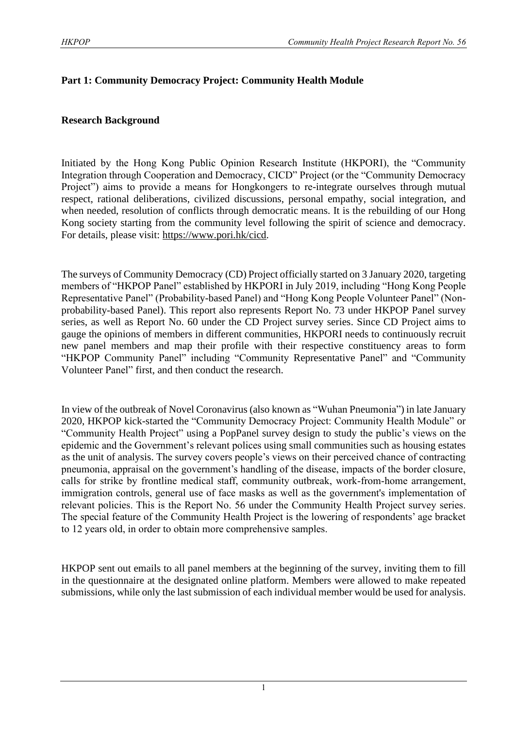## Part 1: Community Democracy Project: Community Health Module

### Research Background

Initiated by the Hong Kong Public Opinion Research Institute (HKPORI), the "Community Integration through Cooperation and Democracy, CICD" Project (or the "Community Democracy Project") aims to provide a means for Hongkongers to re-integrate ourselves through mutual respect, rational deliberations, civilized discussions, personal empathy, social integration, and when needed, resolution of conflicts through democratic means. It is the rebuilding of our Hong Kong society starting from the community level following the spirit of science and democracy. For details, please visit: https://www.pori.hk/cicd.

The surveys of Community Democracy (CD) Project officially started on 3 January 2020, targeting members of "HKPOP Panel" established by HKPORI in July 2019, including "Hong Kong People Representative Panel" (Probability-based Panel) and "Hong Kong People Volunteer Panel" (Non-probability-based Panel). This report also represents Report No. 73 under HKPOP Panel survey series, as well as Report No. 60 under the CD Project survey series. Since CD Project aims to gauge the opinions of members in different communities, HKPORI needs to continuously recruit new panel members and map their profile with their respective constituency areas to form "HKPOP Community Panel" including "Community Representative Panel" and "Community Volunteer Panel" first, and then conduct the research.

In view of the outbreak of Novel Coronavirus (also known as "Wuhan Pneumonia") in late January 2020, HKPOP kick-started the "Community Democracy Project: Community Health Module" or "Community Health Project" using a PopPanel survey design to study the public's views on the epidemic and the Government's relevant polices using small communities such as housing estates as the unit of analysis. The survey covers people's views on their perceived chance of contracting pneumonia, appraisal on the government's handling of the disease, impacts of the border closure, calls for strike by frontline medical staff, community outbreak, work-from-home arrangement, immigration controls, general use of face masks as well as the government's implementation of relevant policies. This is the Report No. 56 under the Community Health Project survey series. The special feature of the Community Health Project is the lowering of respondents' age bracket to 12 years old, in order to obtain more comprehensive samples.

HKPOP sent out emails to all panel members at the beginning of the survey, inviting them to fill in the questionnaire at the designated online platform. Members were allowed to make repeated submissions, while only the last submission of each individual member would be used for analysis.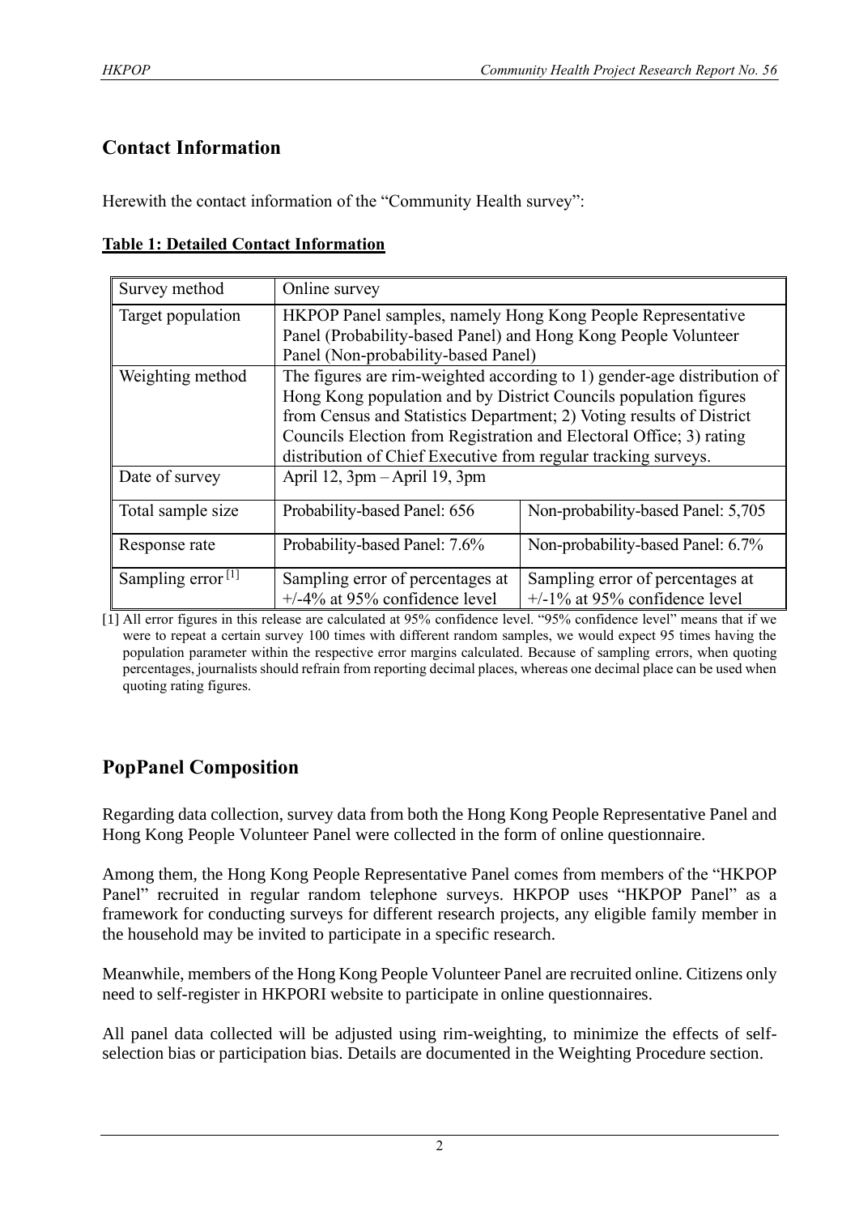## Contact Information

Herewith the contact information of the "Community Health survey":

**Table 1: Detailed Contact Information**

| Survey method | Online survey | |
|---|---|---|
| Target population | HKPOP Panel samples, namely Hong Kong People Representative Panel (Probability-based Panel) and Hong Kong People Volunteer Panel (Non-probability-based Panel) | |
| Weighting method | The figures are rim-weighted according to 1) gender-age distribution of Hong Kong population and by District Councils population figures from Census and Statistics Department; 2) Voting results of District Councils Election from Registration and Electoral Office; 3) rating distribution of Chief Executive from regular tracking surveys. | |
| Date of survey | April 12, 3pm – April 19, 3pm | |
| Total sample size | Probability-based Panel: 656 | Non-probability-based Panel: 5,705 |
| Response rate | Probability-based Panel: 7.6% | Non-probability-based Panel: 6.7% |
| Sampling error [1] | Sampling error of percentages at +/-4% at 95% confidence level | Sampling error of percentages at +/-1% at 95% confidence level |

[1] All error figures in this release are calculated at 95% confidence level. "95% confidence level" means that if we were to repeat a certain survey 100 times with different random samples, we would expect 95 times having the population parameter within the respective error margins calculated. Because of sampling errors, when quoting percentages, journalists should refrain from reporting decimal places, whereas one decimal place can be used when quoting rating figures.

## PopPanel Composition

Regarding data collection, survey data from both the Hong Kong People Representative Panel and Hong Kong People Volunteer Panel were collected in the form of online questionnaire.

Among them, the Hong Kong People Representative Panel comes from members of the "HKPOP Panel" recruited in regular random telephone surveys. HKPOP uses "HKPOP Panel" as a framework for conducting surveys for different research projects, any eligible family member in the household may be invited to participate in a specific research.

Meanwhile, members of the Hong Kong People Volunteer Panel are recruited online. Citizens only need to self-register in HKPORI website to participate in online questionnaires.

All panel data collected will be adjusted using rim-weighting, to minimize the effects of self-selection bias or participation bias. Details are documented in the Weighting Procedure section.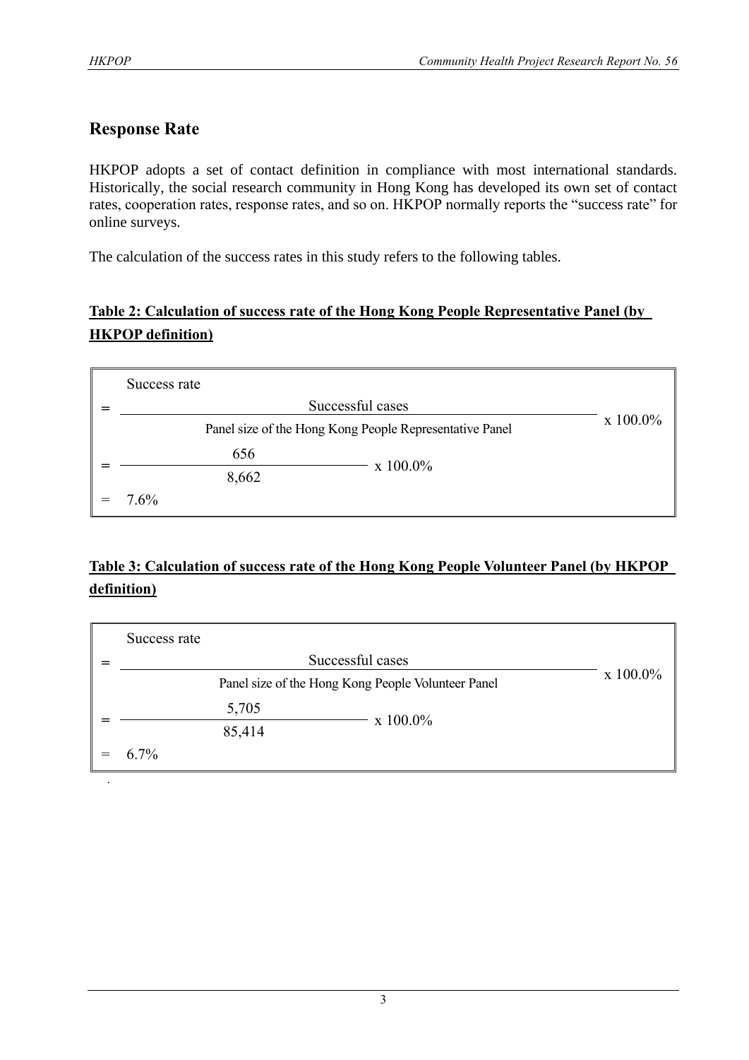## Response Rate

HKPOP adopts a set of contact definition in compliance with most international standards. Historically, the social research community in Hong Kong has developed its own set of contact rates, cooperation rates, response rates, and so on. HKPOP normally reports the "success rate" for online surveys.

The calculation of the success rates in this study refers to the following tables.

**Table 2: Calculation of success rate of the Hong Kong People Representative Panel (by HKPOP definition)**

Success rate

$$= \frac{\text{Successful cases}}{\text{Panel size of the Hong Kong People Representative Panel}} \times 100.0\%$$

$$= \frac{656}{8{,}662} \times 100.0\%$$

$$= 7.6\%$$

**Table 3: Calculation of success rate of the Hong Kong People Volunteer Panel (by HKPOP definition)**

Success rate

$$= \frac{\text{Successful cases}}{\text{Panel size of the Hong Kong People Volunteer Panel}} \times 100.0\%$$

$$= \frac{5{,}705}{85{,}414} \times 100.0\%$$

$$= 6.7\%$$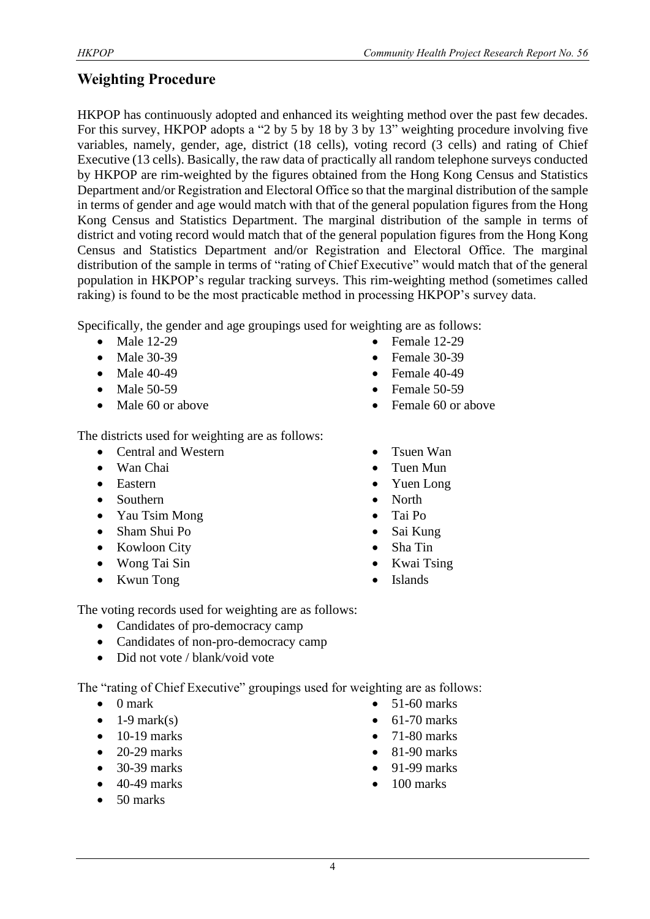## Weighting Procedure

HKPOP has continuously adopted and enhanced its weighting method over the past few decades. For this survey, HKPOP adopts a "2 by 5 by 18 by 3 by 13" weighting procedure involving five variables, namely, gender, age, district (18 cells), voting record (3 cells) and rating of Chief Executive (13 cells). Basically, the raw data of practically all random telephone surveys conducted by HKPOP are rim-weighted by the figures obtained from the Hong Kong Census and Statistics Department and/or Registration and Electoral Office so that the marginal distribution of the sample in terms of gender and age would match with that of the general population figures from the Hong Kong Census and Statistics Department. The marginal distribution of the sample in terms of district and voting record would match that of the general population figures from the Hong Kong Census and Statistics Department and/or Registration and Electoral Office. The marginal distribution of the sample in terms of "rating of Chief Executive" would match that of the general population in HKPOP's regular tracking surveys. This rim-weighting method (sometimes called raking) is found to be the most practicable method in processing HKPOP's survey data.

Specifically, the gender and age groupings used for weighting are as follows:

- Male 12-29
- Male 30-39
- Male 40-49
- Male 50-59
- Male 60 or above
- Female 12-29
- Female 30-39
- Female 40-49
- Female 50-59
- Female 60 or above

The districts used for weighting are as follows:

- Central and Western
- Wan Chai
- Eastern
- Southern
- Yau Tsim Mong
- Sham Shui Po
- Kowloon City
- Wong Tai Sin
- Kwun Tong
- Tsuen Wan
- Tuen Mun
- Yuen Long
- North
- Tai Po
- Sai Kung
- Sha Tin
- Kwai Tsing
- Islands

The voting records used for weighting are as follows:

- Candidates of pro-democracy camp
- Candidates of non-pro-democracy camp
- Did not vote / blank/void vote

The "rating of Chief Executive" groupings used for weighting are as follows:

- 0 mark
- 1-9 mark(s)
- 10-19 marks
- 20-29 marks
- 30-39 marks
- 40-49 marks
- 50 marks
- 51-60 marks
- 61-70 marks
- 71-80 marks
- 81-90 marks
- 91-99 marks
- 100 marks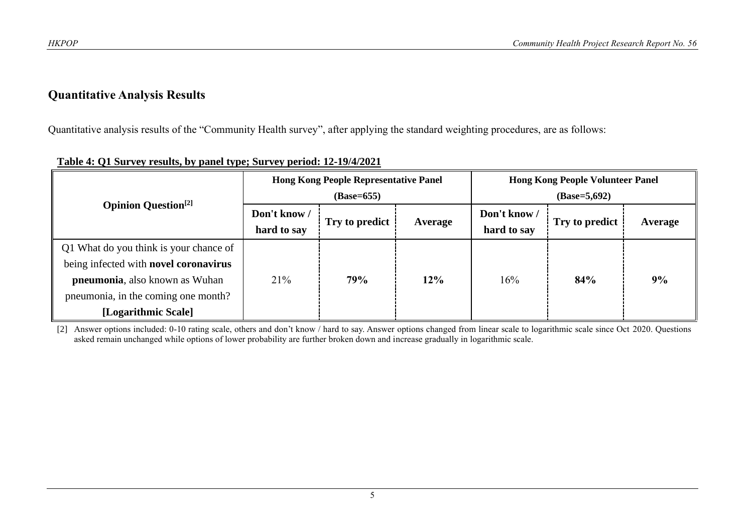## Quantitative Analysis Results

Quantitative analysis results of the "Community Health survey", after applying the standard weighting procedures, are as follows:

**Table 4: Q1 Survey results, by panel type; Survey period: 12-19/4/2021**

| Opinion Question[2] | Hong Kong People Representative Panel (Base=655) | | | Hong Kong People Volunteer Panel (Base=5,692) | | |
|---|---|---|---|---|---|---|
| | Don't know / hard to say | Try to predict | Average | Don't know / hard to say | Try to predict | Average |
| Q1 What do you think is your chance of being infected with **novel coronavirus pneumonia**, also known as Wuhan pneumonia, in the coming one month? **[Logarithmic Scale]** | 21% | **79%** | **12%** | 16% | **84%** | **9%** |

[2] Answer options included: 0-10 rating scale, others and don't know / hard to say. Answer options changed from linear scale to logarithmic scale since Oct 2020. Questions asked remain unchanged while options of lower probability are further broken down and increase gradually in logarithmic scale.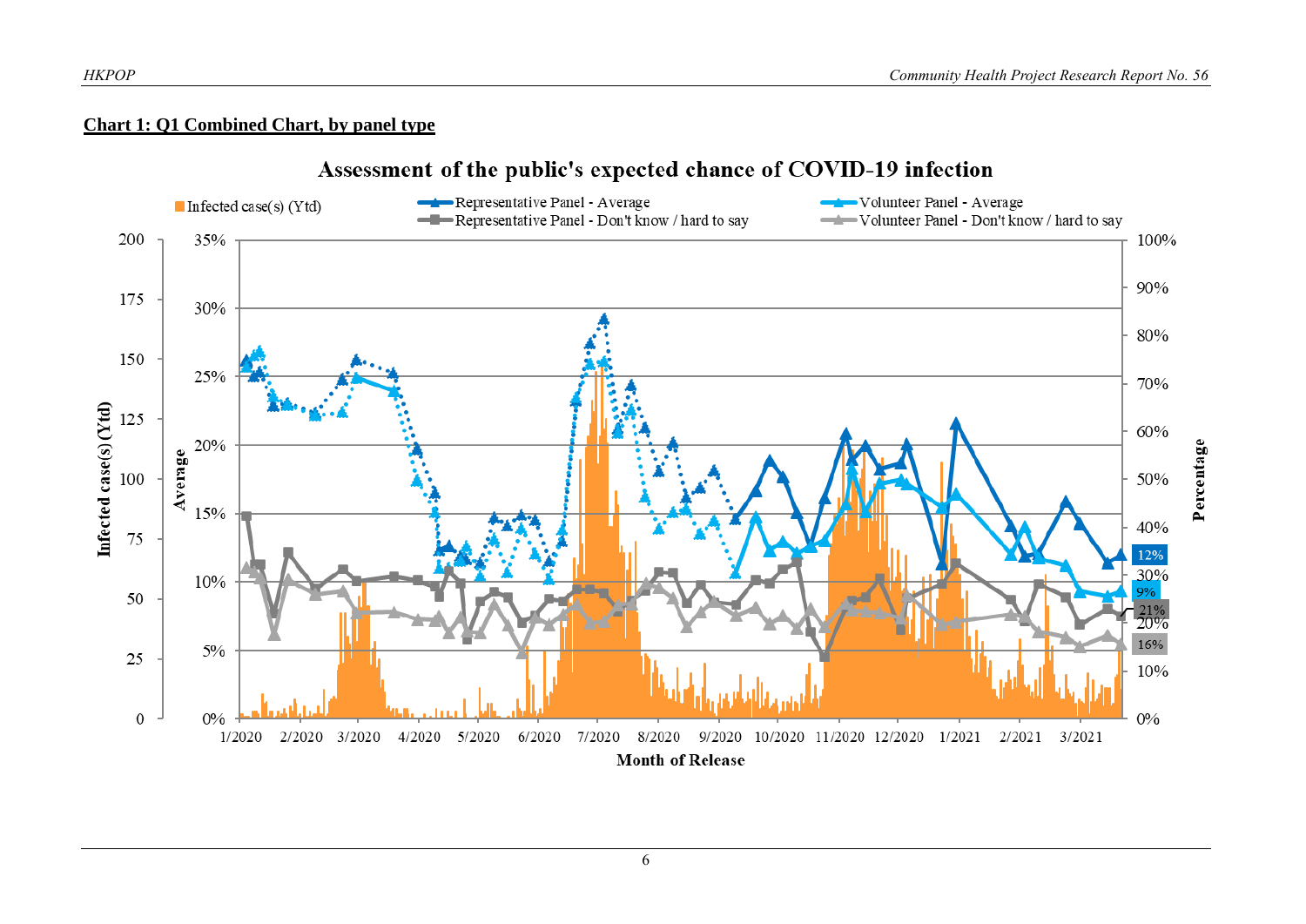**Chart 1: Q1 Combined Chart, by panel type**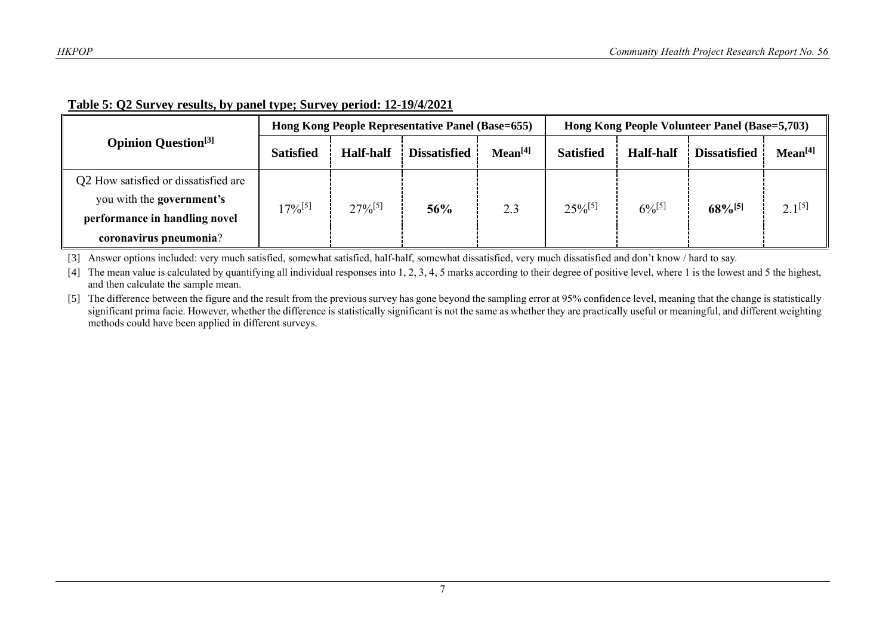**Table 5: Q2 Survey results, by panel type; Survey period: 12-19/4/2021**

| Opinion Question[3] | Hong Kong People Representative Panel (Base=655) | | | | Hong Kong People Volunteer Panel (Base=5,703) | | | |
|---|---|---|---|---|---|---|---|---|
| | **Satisfied** | **Half-half** | **Dissatisfied** | **Mean[4]** | **Satisfied** | **Half-half** | **Dissatisfied** | **Mean[4]** |
| Q2 How satisfied or dissatisfied are you with the **government's performance in handling novel coronavirus pneumonia**? | 17%[5] | 27%[5] | **56%** | 2.3 | 25%[5] | 6%[5] | **68%[5]** | 2.1[5] |

[3] Answer options included: very much satisfied, somewhat satisfied, half-half, somewhat dissatisfied, very much dissatisfied and don't know / hard to say.

[4] The mean value is calculated by quantifying all individual responses into 1, 2, 3, 4, 5 marks according to their degree of positive level, where 1 is the lowest and 5 the highest, and then calculate the sample mean.

[5] The difference between the figure and the result from the previous survey has gone beyond the sampling error at 95% confidence level, meaning that the change is statistically significant prima facie. However, whether the difference is statistically significant is not the same as whether they are practically useful or meaningful, and different weighting methods could have been applied in different surveys.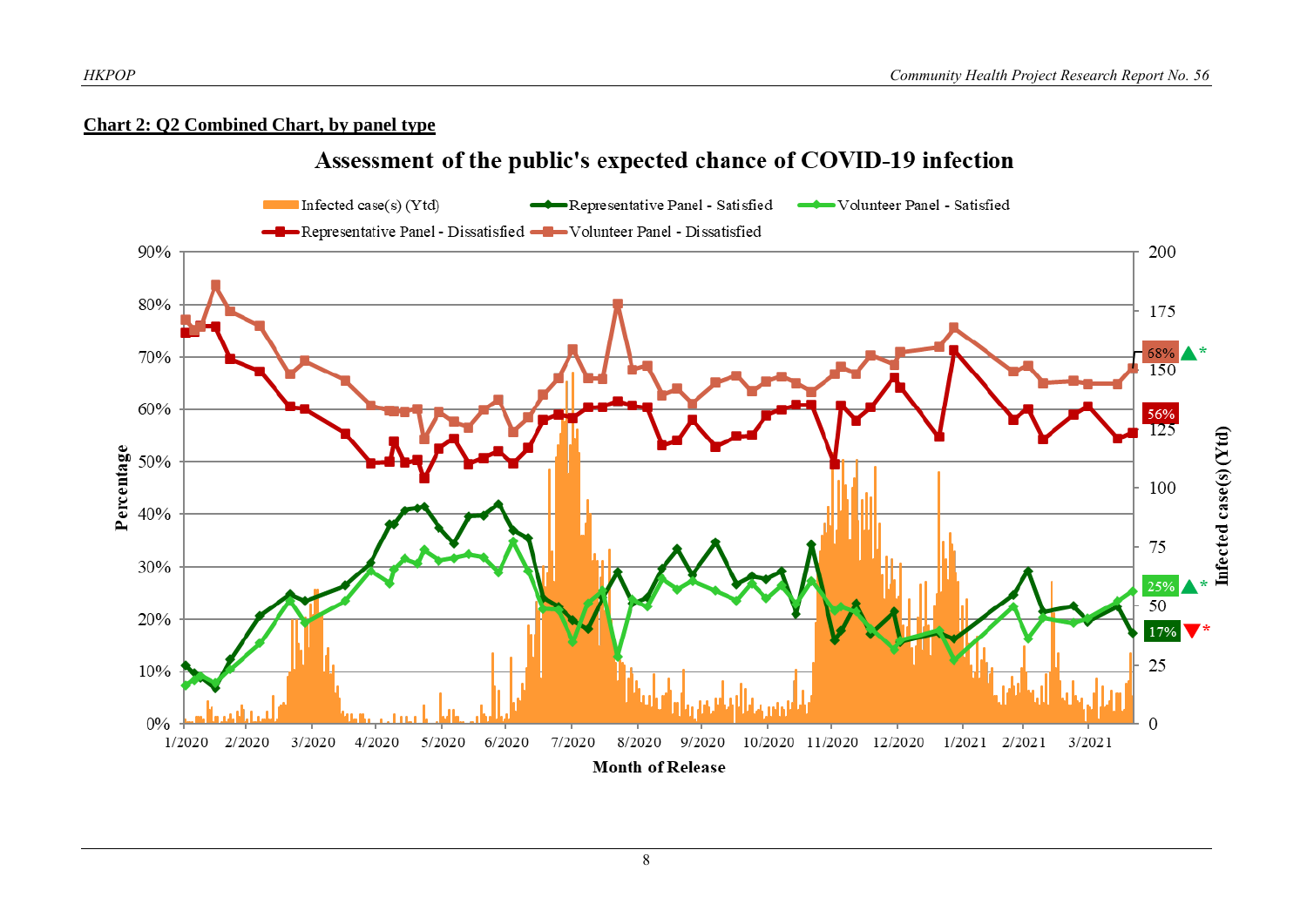**Chart 2: Q2 Combined Chart, by panel type**

Assessment of the public's expected chance of COVID-19 infection

Infected case(s) (Ytd) | Representative Panel - Satisfied | Volunteer Panel - Satisfied | Representative Panel - Dissatisfied | Volunteer Panel - Dissatisfied

Percentage: 0%, 10%, 20%, 30%, 40%, 50%, 60%, 70%, 80%, 90%

Infected case(s) (Ytd): 0, 25, 50, 75, 100, 125, 150, 175, 200

Month of Release: 1/2020, 2/2020, 3/2020, 4/2020, 5/2020, 6/2020, 7/2020, 8/2020, 9/2020, 10/2020, 11/2020, 12/2020, 1/2021, 2/2021, 3/2021

68% ▲*

56%

25% ▲*

17% ▼*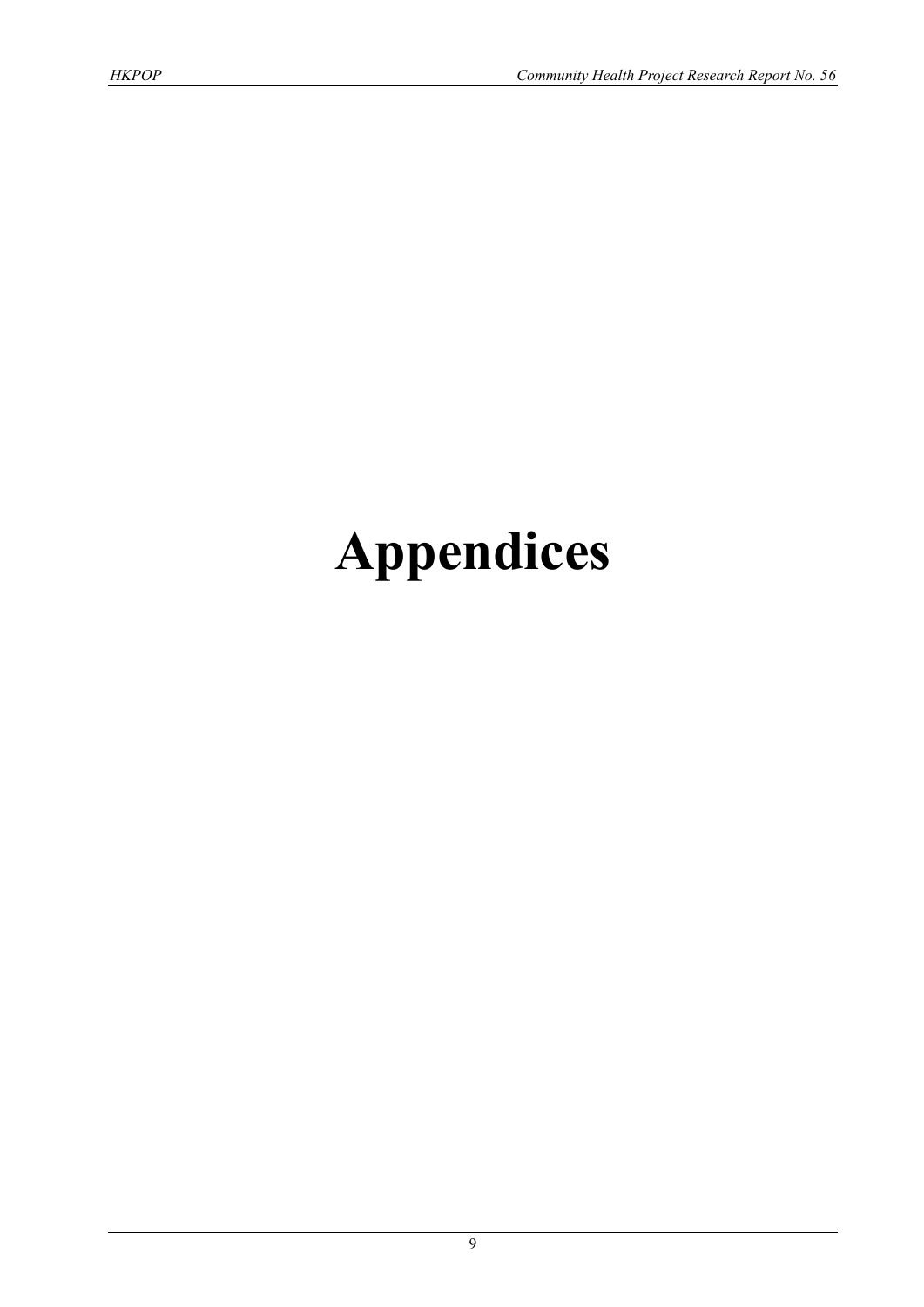# Appendices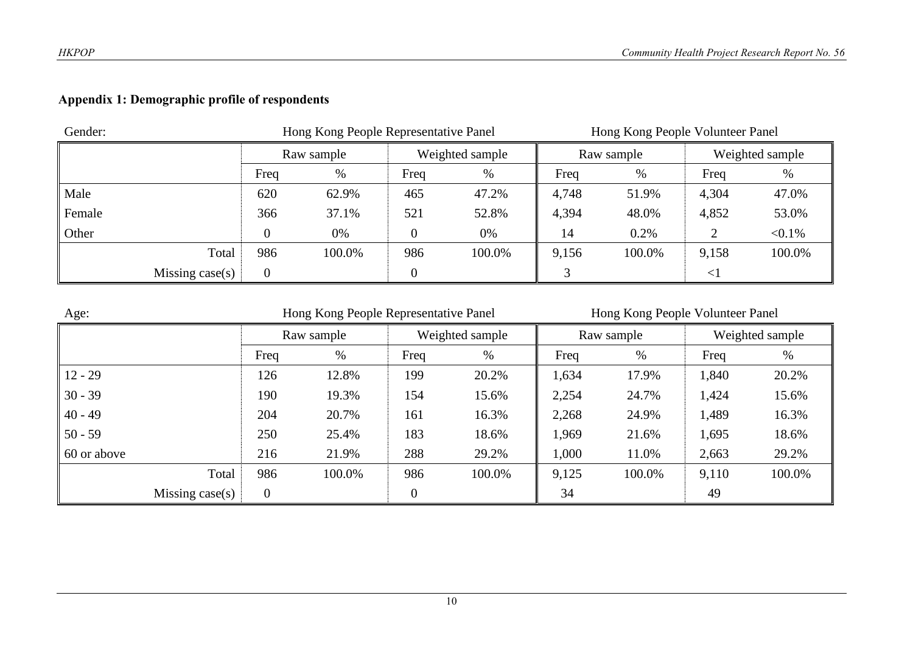**Appendix 1: Demographic profile of respondents**

Gender:

| | Hong Kong People Representative Panel | | | | Hong Kong People Volunteer Panel | | | |
|---|---|---|---|---|---|---|---|---|
| | Raw sample | | Weighted sample | | Raw sample | | Weighted sample | |
| | Freq | % | Freq | % | Freq | % | Freq | % |
| Male | 620 | 62.9% | 465 | 47.2% | 4,748 | 51.9% | 4,304 | 47.0% |
| Female | 366 | 37.1% | 521 | 52.8% | 4,394 | 48.0% | 4,852 | 53.0% |
| Other | 0 | 0% | 0 | 0% | 14 | 0.2% | 2 | <0.1% |
| Total | 986 | 100.0% | 986 | 100.0% | 9,156 | 100.0% | 9,158 | 100.0% |
| Missing case(s) | 0 | | 0 | | 3 | | <1 | |

Age:

| | Hong Kong People Representative Panel | | | | Hong Kong People Volunteer Panel | | | |
|---|---|---|---|---|---|---|---|---|
| | Raw sample | | Weighted sample | | Raw sample | | Weighted sample | |
| | Freq | % | Freq | % | Freq | % | Freq | % |
| 12 - 29 | 126 | 12.8% | 199 | 20.2% | 1,634 | 17.9% | 1,840 | 20.2% |
| 30 - 39 | 190 | 19.3% | 154 | 15.6% | 2,254 | 24.7% | 1,424 | 15.6% |
| 40 - 49 | 204 | 20.7% | 161 | 16.3% | 2,268 | 24.9% | 1,489 | 16.3% |
| 50 - 59 | 250 | 25.4% | 183 | 18.6% | 1,969 | 21.6% | 1,695 | 18.6% |
| 60 or above | 216 | 21.9% | 288 | 29.2% | 1,000 | 11.0% | 2,663 | 29.2% |
| Total | 986 | 100.0% | 986 | 100.0% | 9,125 | 100.0% | 9,110 | 100.0% |
| Missing case(s) | 0 | | 0 | | 34 | | 49 | |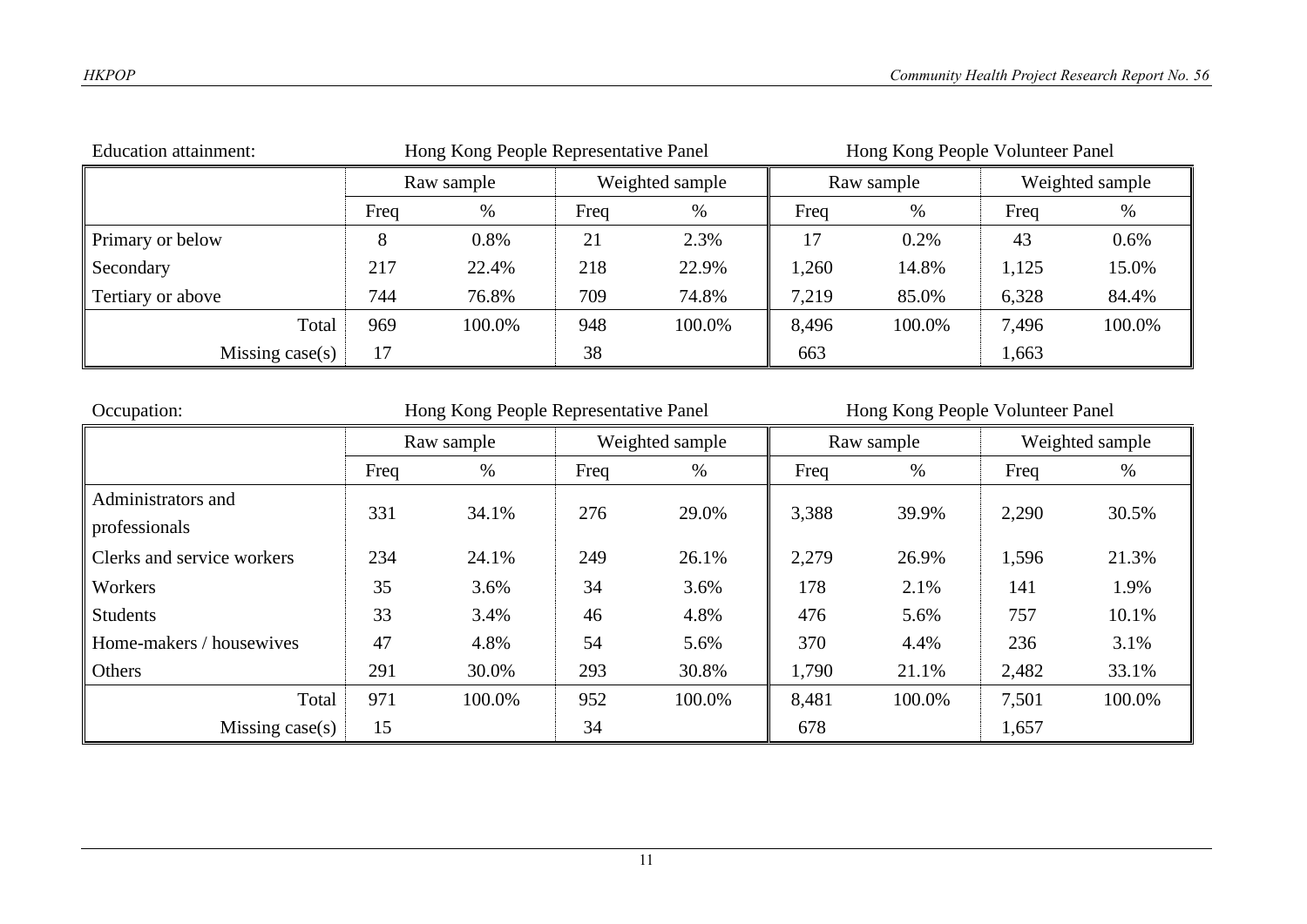Education attainment:

| | Hong Kong People Representative Panel | | | | Hong Kong People Volunteer Panel | | | |
|---|---|---|---|---|---|---|---|---|
| | Raw sample | | Weighted sample | | Raw sample | | Weighted sample | |
| | Freq | % | Freq | % | Freq | % | Freq | % |
| Primary or below | 8 | 0.8% | 21 | 2.3% | 17 | 0.2% | 43 | 0.6% |
| Secondary | 217 | 22.4% | 218 | 22.9% | 1,260 | 14.8% | 1,125 | 15.0% |
| Tertiary or above | 744 | 76.8% | 709 | 74.8% | 7,219 | 85.0% | 6,328 | 84.4% |
| Total | 969 | 100.0% | 948 | 100.0% | 8,496 | 100.0% | 7,496 | 100.0% |
| Missing case(s) | 17 | | 38 | | 663 | | 1,663 | |

Occupation:

| | Hong Kong People Representative Panel | | | | Hong Kong People Volunteer Panel | | | |
|---|---|---|---|---|---|---|---|---|
| | Raw sample | | Weighted sample | | Raw sample | | Weighted sample | |
| | Freq | % | Freq | % | Freq | % | Freq | % |
| Administrators and professionals | 331 | 34.1% | 276 | 29.0% | 3,388 | 39.9% | 2,290 | 30.5% |
| Clerks and service workers | 234 | 24.1% | 249 | 26.1% | 2,279 | 26.9% | 1,596 | 21.3% |
| Workers | 35 | 3.6% | 34 | 3.6% | 178 | 2.1% | 141 | 1.9% |
| Students | 33 | 3.4% | 46 | 4.8% | 476 | 5.6% | 757 | 10.1% |
| Home-makers / housewives | 47 | 4.8% | 54 | 5.6% | 370 | 4.4% | 236 | 3.1% |
| Others | 291 | 30.0% | 293 | 30.8% | 1,790 | 21.1% | 2,482 | 33.1% |
| Total | 971 | 100.0% | 952 | 100.0% | 8,481 | 100.0% | 7,501 | 100.0% |
| Missing case(s) | 15 | | 34 | | 678 | | 1,657 | |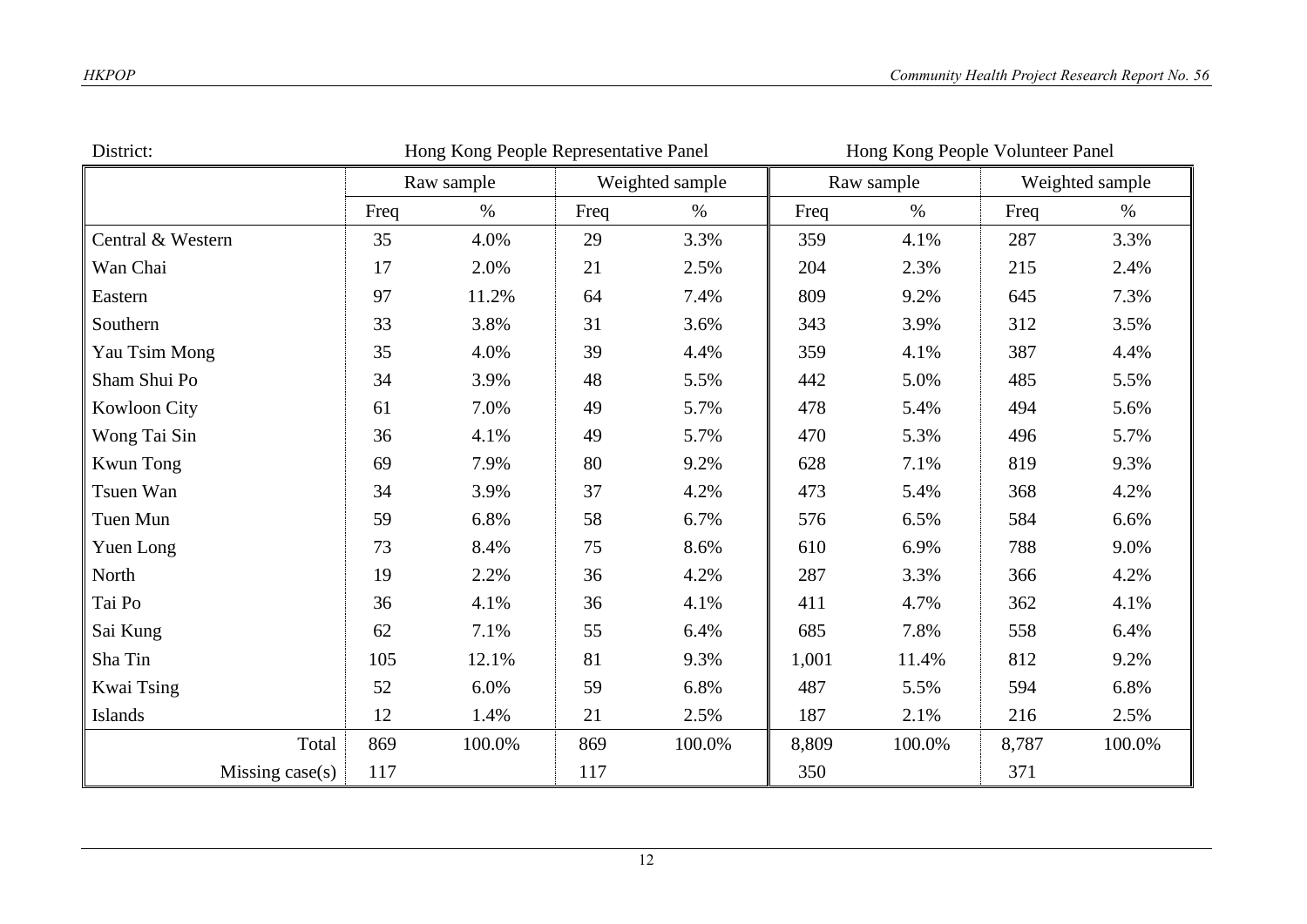District:

| | Hong Kong People Representative Panel | | | | Hong Kong People Volunteer Panel | | | |
|---|---|---|---|---|---|---|---|---|
| | Raw sample | | Weighted sample | | Raw sample | | Weighted sample | |
| | Freq | % | Freq | % | Freq | % | Freq | % |
| Central & Western | 35 | 4.0% | 29 | 3.3% | 359 | 4.1% | 287 | 3.3% |
| Wan Chai | 17 | 2.0% | 21 | 2.5% | 204 | 2.3% | 215 | 2.4% |
| Eastern | 97 | 11.2% | 64 | 7.4% | 809 | 9.2% | 645 | 7.3% |
| Southern | 33 | 3.8% | 31 | 3.6% | 343 | 3.9% | 312 | 3.5% |
| Yau Tsim Mong | 35 | 4.0% | 39 | 4.4% | 359 | 4.1% | 387 | 4.4% |
| Sham Shui Po | 34 | 3.9% | 48 | 5.5% | 442 | 5.0% | 485 | 5.5% |
| Kowloon City | 61 | 7.0% | 49 | 5.7% | 478 | 5.4% | 494 | 5.6% |
| Wong Tai Sin | 36 | 4.1% | 49 | 5.7% | 470 | 5.3% | 496 | 5.7% |
| Kwun Tong | 69 | 7.9% | 80 | 9.2% | 628 | 7.1% | 819 | 9.3% |
| Tsuen Wan | 34 | 3.9% | 37 | 4.2% | 473 | 5.4% | 368 | 4.2% |
| Tuen Mun | 59 | 6.8% | 58 | 6.7% | 576 | 6.5% | 584 | 6.6% |
| Yuen Long | 73 | 8.4% | 75 | 8.6% | 610 | 6.9% | 788 | 9.0% |
| North | 19 | 2.2% | 36 | 4.2% | 287 | 3.3% | 366 | 4.2% |
| Tai Po | 36 | 4.1% | 36 | 4.1% | 411 | 4.7% | 362 | 4.1% |
| Sai Kung | 62 | 7.1% | 55 | 6.4% | 685 | 7.8% | 558 | 6.4% |
| Sha Tin | 105 | 12.1% | 81 | 9.3% | 1,001 | 11.4% | 812 | 9.2% |
| Kwai Tsing | 52 | 6.0% | 59 | 6.8% | 487 | 5.5% | 594 | 6.8% |
| Islands | 12 | 1.4% | 21 | 2.5% | 187 | 2.1% | 216 | 2.5% |
| Total | 869 | 100.0% | 869 | 100.0% | 8,809 | 100.0% | 8,787 | 100.0% |
| Missing case(s) | 117 | | 117 | | 350 | | 371 | |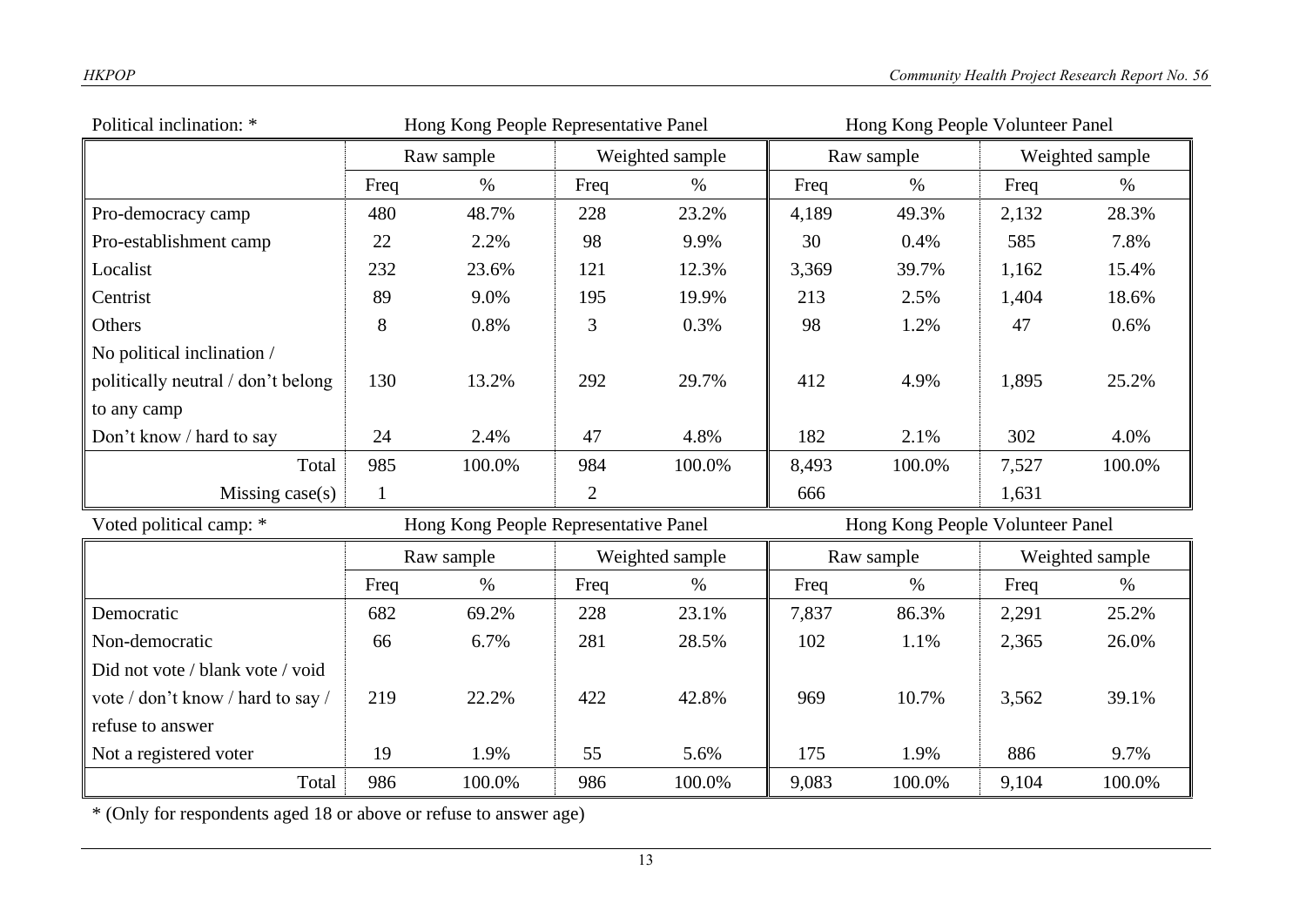Political inclination: *

| | Hong Kong People Representative Panel | | | | Hong Kong People Volunteer Panel | | | |
|---|---|---|---|---|---|---|---|---|
| | Raw sample | | Weighted sample | | Raw sample | | Weighted sample | |
| | Freq | % | Freq | % | Freq | % | Freq | % |
| Pro-democracy camp | 480 | 48.7% | 228 | 23.2% | 4,189 | 49.3% | 2,132 | 28.3% |
| Pro-establishment camp | 22 | 2.2% | 98 | 9.9% | 30 | 0.4% | 585 | 7.8% |
| Localist | 232 | 23.6% | 121 | 12.3% | 3,369 | 39.7% | 1,162 | 15.4% |
| Centrist | 89 | 9.0% | 195 | 19.9% | 213 | 2.5% | 1,404 | 18.6% |
| Others | 8 | 0.8% | 3 | 0.3% | 98 | 1.2% | 47 | 0.6% |
| No political inclination / politically neutral / don't belong to any camp | 130 | 13.2% | 292 | 29.7% | 412 | 4.9% | 1,895 | 25.2% |
| Don't know / hard to say | 24 | 2.4% | 47 | 4.8% | 182 | 2.1% | 302 | 4.0% |
| Total | 985 | 100.0% | 984 | 100.0% | 8,493 | 100.0% | 7,527 | 100.0% |
| Missing case(s) | 1 | | 2 | | 666 | | 1,631 | |

Voted political camp: *

| | Hong Kong People Representative Panel | | | | Hong Kong People Volunteer Panel | | | |
|---|---|---|---|---|---|---|---|---|
| | Raw sample | | Weighted sample | | Raw sample | | Weighted sample | |
| | Freq | % | Freq | % | Freq | % | Freq | % |
| Democratic | 682 | 69.2% | 228 | 23.1% | 7,837 | 86.3% | 2,291 | 25.2% |
| Non-democratic | 66 | 6.7% | 281 | 28.5% | 102 | 1.1% | 2,365 | 26.0% |
| Did not vote / blank vote / void vote / don't know / hard to say / refuse to answer | 219 | 22.2% | 422 | 42.8% | 969 | 10.7% | 3,562 | 39.1% |
| Not a registered voter | 19 | 1.9% | 55 | 5.6% | 175 | 1.9% | 886 | 9.7% |
| Total | 986 | 100.0% | 986 | 100.0% | 9,083 | 100.0% | 9,104 | 100.0% |

* (Only for respondents aged 18 or above or refuse to answer age)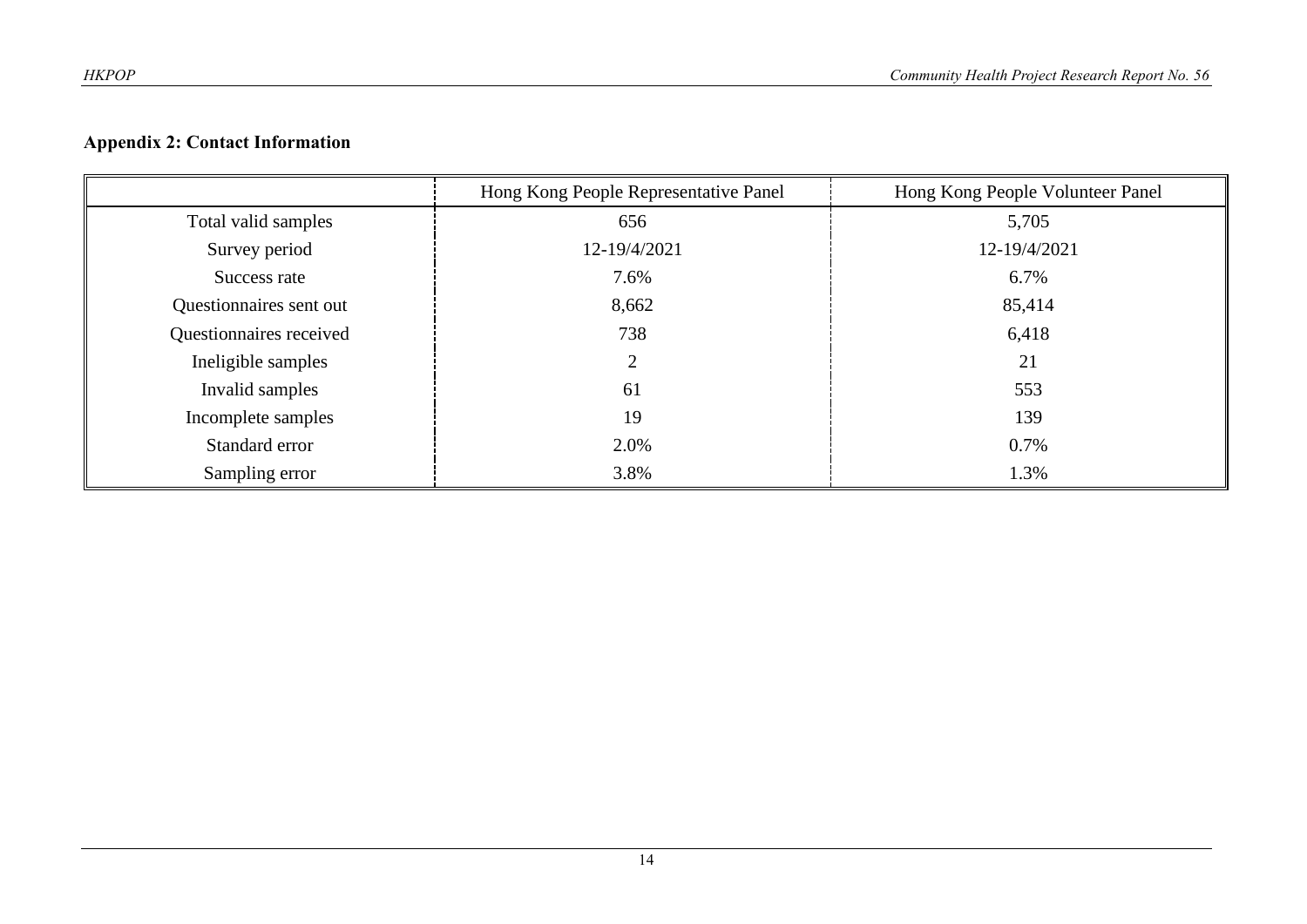### Appendix 2: Contact Information

| | Hong Kong People Representative Panel | Hong Kong People Volunteer Panel |
|---|---|---|
| Total valid samples | 656 | 5,705 |
| Survey period | 12-19/4/2021 | 12-19/4/2021 |
| Success rate | 7.6% | 6.7% |
| Questionnaires sent out | 8,662 | 85,414 |
| Questionnaires received | 738 | 6,418 |
| Ineligible samples | 2 | 21 |
| Invalid samples | 61 | 553 |
| Incomplete samples | 19 | 139 |
| Standard error | 2.0% | 0.7% |
| Sampling error | 3.8% | 1.3% |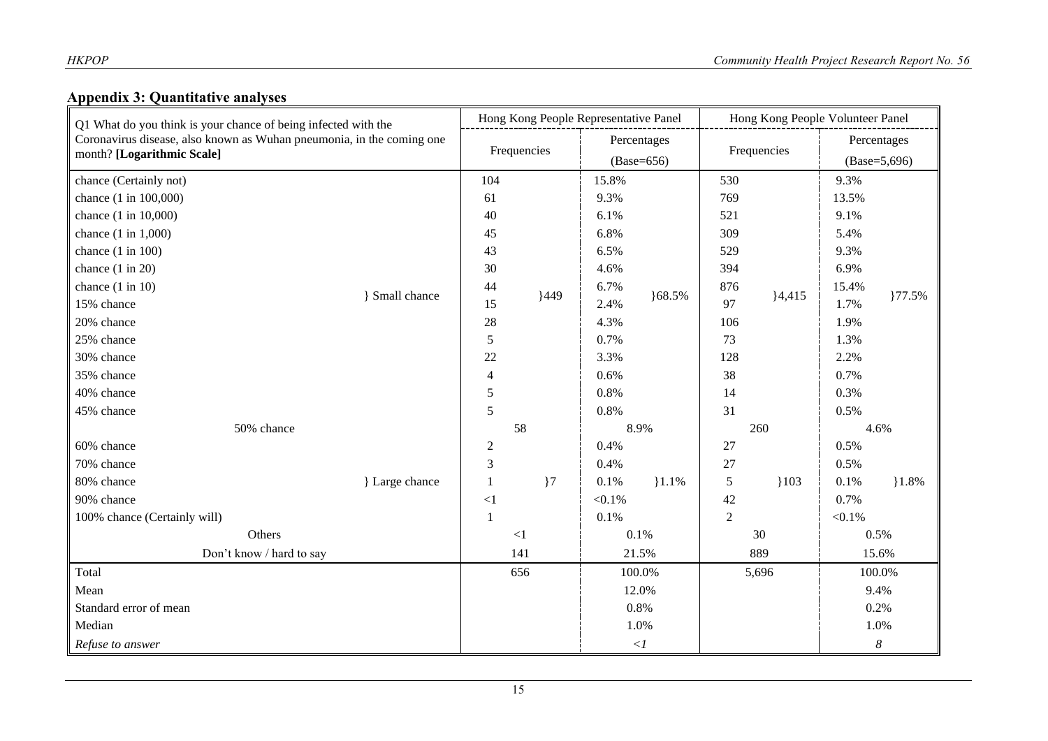## Appendix 3: Quantitative analyses

| Q1 What do you think is your chance of being infected with the Coronavirus disease, also known as Wuhan pneumonia, in the coming one month? **[Logarithmic Scale]** | | Hong Kong People Representative Panel | | | | Hong Kong People Volunteer Panel | | | |
|---|---|---|---|---|---|---|---|---|---|
| | | Frequencies | | Percentages (Base=656) | | Frequencies | | Percentages (Base=5,696) | |
| chance (Certainly not) | } Small chance | 104 | }449 | 15.8% | }68.5% | 530 | }4,415 | 9.3% | }77.5% |
| chance (1 in 100,000) | | 61 | | 9.3% | | 769 | | 13.5% | |
| chance (1 in 10,000) | | 40 | | 6.1% | | 521 | | 9.1% | |
| chance (1 in 1,000) | | 45 | | 6.8% | | 309 | | 5.4% | |
| chance (1 in 100) | | 43 | | 6.5% | | 529 | | 9.3% | |
| chance (1 in 20) | | 30 | | 4.6% | | 394 | | 6.9% | |
| chance (1 in 10) | | 44 | | 6.7% | | 876 | | 15.4% | |
| 15% chance | | 15 | | 2.4% | | 97 | | 1.7% | |
| 20% chance | | 28 | | 4.3% | | 106 | | 1.9% | |
| 25% chance | | 5 | | 0.7% | | 73 | | 1.3% | |
| 30% chance | | 22 | | 3.3% | | 128 | | 2.2% | |
| 35% chance | | 4 | | 0.6% | | 38 | | 0.7% | |
| 40% chance | | 5 | | 0.8% | | 14 | | 0.3% | |
| 45% chance | | 5 | | 0.8% | | 31 | | 0.5% | |
| 50% chance | | 58 | | 8.9% | | 260 | | 4.6% | |
| 60% chance | } Large chance | 2 | }7 | 0.4% | }1.1% | 27 | }103 | 0.5% | }1.8% |
| 70% chance | | 3 | | 0.4% | | 27 | | 0.5% | |
| 80% chance | | 1 | | 0.1% | | 5 | | 0.1% | |
| 90% chance | | <1 | | <0.1% | | 42 | | 0.7% | |
| 100% chance (Certainly will) | | 1 | | 0.1% | | 2 | | <0.1% | |
| Others | | <1 | | 0.1% | | 30 | | 0.5% | |
| Don't know / hard to say | | 141 | | 21.5% | | 889 | | 15.6% | |
| Total | | 656 | | 100.0% | | 5,696 | | 100.0% | |
| Mean | | | | 12.0% | | | | 9.4% | |
| Standard error of mean | | | | 0.8% | | | | 0.2% | |
| Median | | | | 1.0% | | | | 1.0% | |
| *Refuse to answer* | | | | *<1* | | | | *8* | |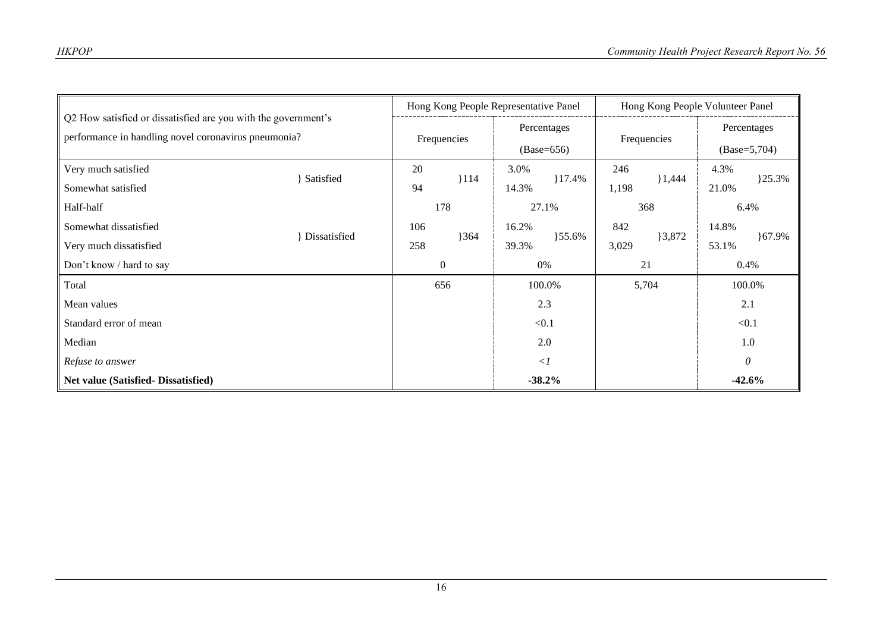| Q2 How satisfied or dissatisfied are you with the government's performance in handling novel coronavirus pneumonia? | | Hong Kong People Representative Panel | | | | Hong Kong People Volunteer Panel | | | |
|---|---|---|---|---|---|---|---|---|---|
| | | Frequencies | | Percentages (Base=656) | | Frequencies | | Percentages (Base=5,704) | |
| Very much satisfied | } Satisfied | 20 | }114 | 3.0% | }17.4% | 246 | }1,444 | 4.3% | }25.3% |
| Somewhat satisfied | | 94 | | 14.3% | | 1,198 | | 21.0% | |
| Half-half | | 178 | | 27.1% | | 368 | | 6.4% | |
| Somewhat dissatisfied | } Dissatisfied | 106 | }364 | 16.2% | }55.6% | 842 | }3,872 | 14.8% | }67.9% |
| Very much dissatisfied | | 258 | | 39.3% | | 3,029 | | 53.1% | |
| Don't know / hard to say | | 0 | | 0% | | 21 | | 0.4% | |
| Total | | 656 | | 100.0% | | 5,704 | | 100.0% | |
| Mean values | | | | 2.3 | | | | 2.1 | |
| Standard error of mean | | | | <0.1 | | | | <0.1 | |
| Median | | | | 2.0 | | | | 1.0 | |
| *Refuse to answer* | | | | *<1* | | | | *0* | |
| **Net value (Satisfied- Dissatisfied)** | | | | **-38.2%** | | | | **-42.6%** | |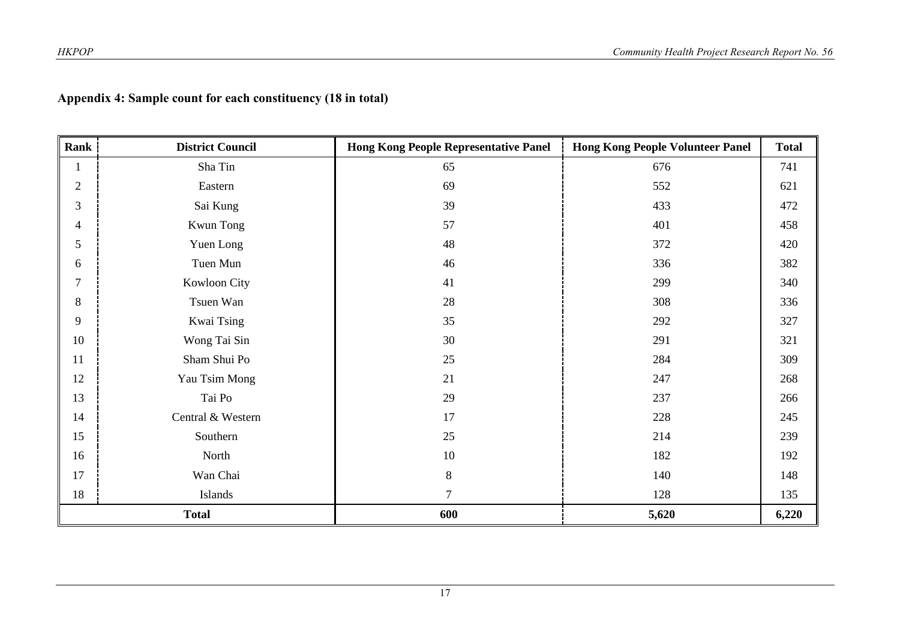**Appendix 4: Sample count for each constituency (18 in total)**

| Rank | District Council | Hong Kong People Representative Panel | Hong Kong People Volunteer Panel | Total |
|---|---|---|---|---|
| 1 | Sha Tin | 65 | 676 | 741 |
| 2 | Eastern | 69 | 552 | 621 |
| 3 | Sai Kung | 39 | 433 | 472 |
| 4 | Kwun Tong | 57 | 401 | 458 |
| 5 | Yuen Long | 48 | 372 | 420 |
| 6 | Tuen Mun | 46 | 336 | 382 |
| 7 | Kowloon City | 41 | 299 | 340 |
| 8 | Tsuen Wan | 28 | 308 | 336 |
| 9 | Kwai Tsing | 35 | 292 | 327 |
| 10 | Wong Tai Sin | 30 | 291 | 321 |
| 11 | Sham Shui Po | 25 | 284 | 309 |
| 12 | Yau Tsim Mong | 21 | 247 | 268 |
| 13 | Tai Po | 29 | 237 | 266 |
| 14 | Central & Western | 17 | 228 | 245 |
| 15 | Southern | 25 | 214 | 239 |
| 16 | North | 10 | 182 | 192 |
| 17 | Wan Chai | 8 | 140 | 148 |
| 18 | Islands | 7 | 128 | 135 |
| **Total** | | **600** | **5,620** | **6,220** |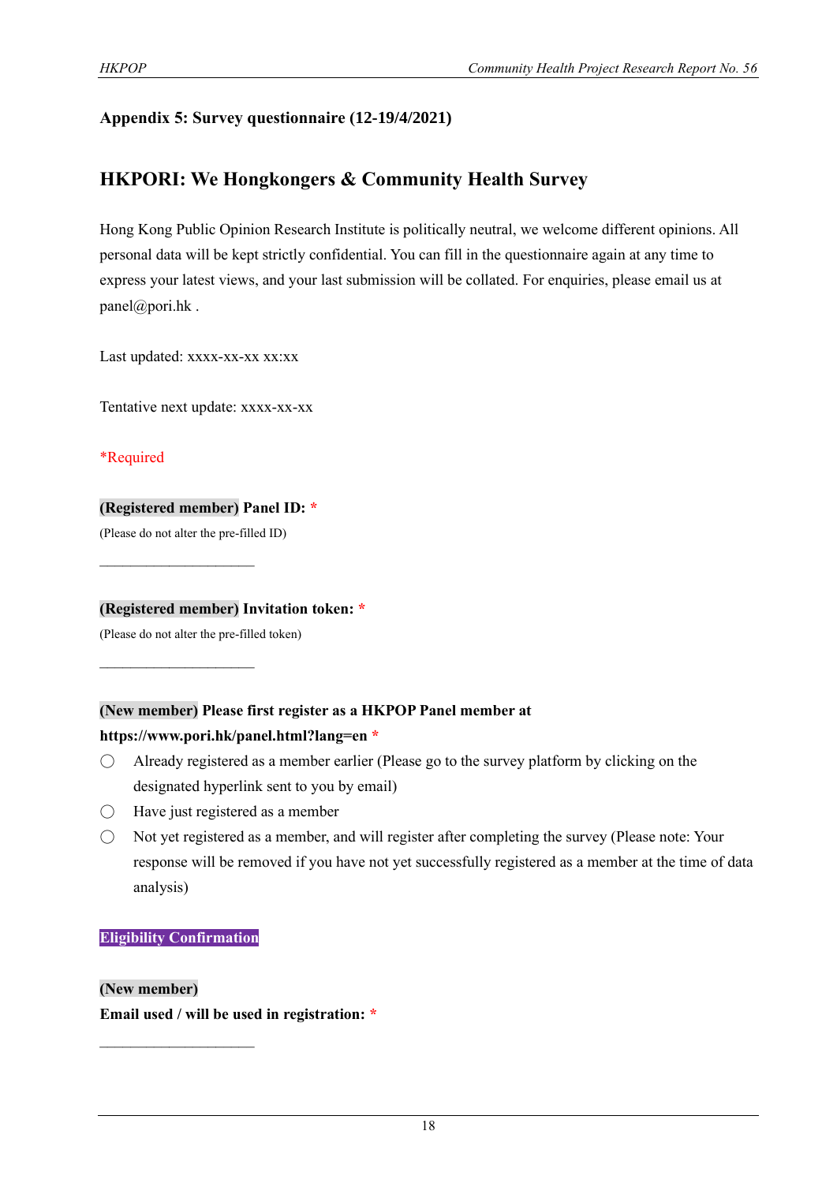**Appendix 5: Survey questionnaire (12-19/4/2021)**

## HKPORI: We Hongkongers & Community Health Survey

Hong Kong Public Opinion Research Institute is politically neutral, we welcome different opinions. All personal data will be kept strictly confidential. You can fill in the questionnaire again at any time to express your latest views, and your last submission will be collated. For enquiries, please email us at panel@pori.hk .

Last updated: xxxx-xx-xx xx:xx

Tentative next update: xxxx-xx-xx

*Required

**(Registered member) Panel ID:** *

(Please do not alter the pre-filled ID)

\_\_\_\_\_\_\_\_\_\_\_\_\_\_\_\_\_\_\_\_\_\_

**(Registered member) Invitation token:** *

(Please do not alter the pre-filled token)

\_\_\_\_\_\_\_\_\_\_\_\_\_\_\_\_\_\_\_\_\_\_

**(New member) Please first register as a HKPOP Panel member at https://www.pori.hk/panel.html?lang=en** *

- ◯ Already registered as a member earlier (Please go to the survey platform by clicking on the designated hyperlink sent to you by email)
- ◯ Have just registered as a member
- ◯ Not yet registered as a member, and will register after completing the survey (Please note: Your response will be removed if you have not yet successfully registered as a member at the time of data analysis)

**Eligibility Confirmation**

**(New member)**

**Email used / will be used in registration:** *

\_\_\_\_\_\_\_\_\_\_\_\_\_\_\_\_\_\_\_\_\_\_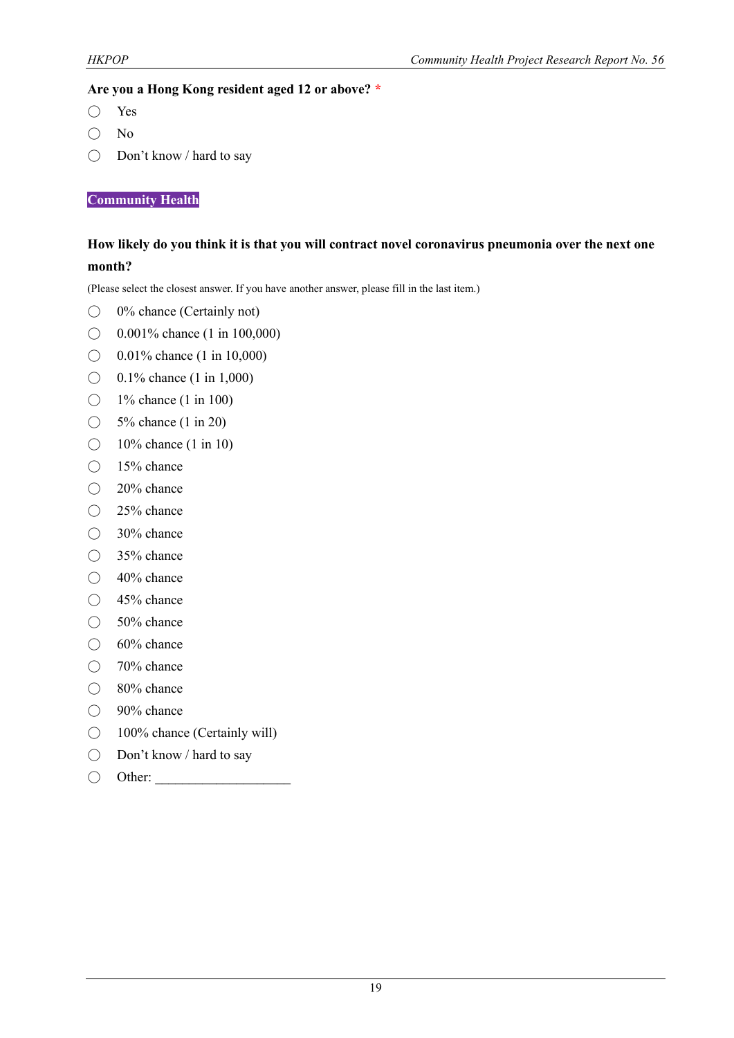**Are you a Hong Kong resident aged 12 or above?** *

- ◯ Yes
- ◯ No
- ◯ Don't know / hard to say

**Community Health**

**How likely do you think it is that you will contract novel coronavirus pneumonia over the next one month?**

(Please select the closest answer. If you have another answer, please fill in the last item.)

- ◯ 0% chance (Certainly not)
- ◯ 0.001% chance (1 in 100,000)
- ◯ 0.01% chance (1 in 10,000)
- ◯ 0.1% chance (1 in 1,000)
- ◯ 1% chance (1 in 100)
- ◯ 5% chance (1 in 20)
- ◯ 10% chance (1 in 10)
- ◯ 15% chance
- ◯ 20% chance
- ◯ 25% chance
- ◯ 30% chance
- ◯ 35% chance
- ◯ 40% chance
- ◯ 45% chance
- ◯ 50% chance
- ◯ 60% chance
- ◯ 70% chance
- ◯ 80% chance
- ◯ 90% chance
- ◯ 100% chance (Certainly will)
- ◯ Don't know / hard to say
- ◯ Other: ____________________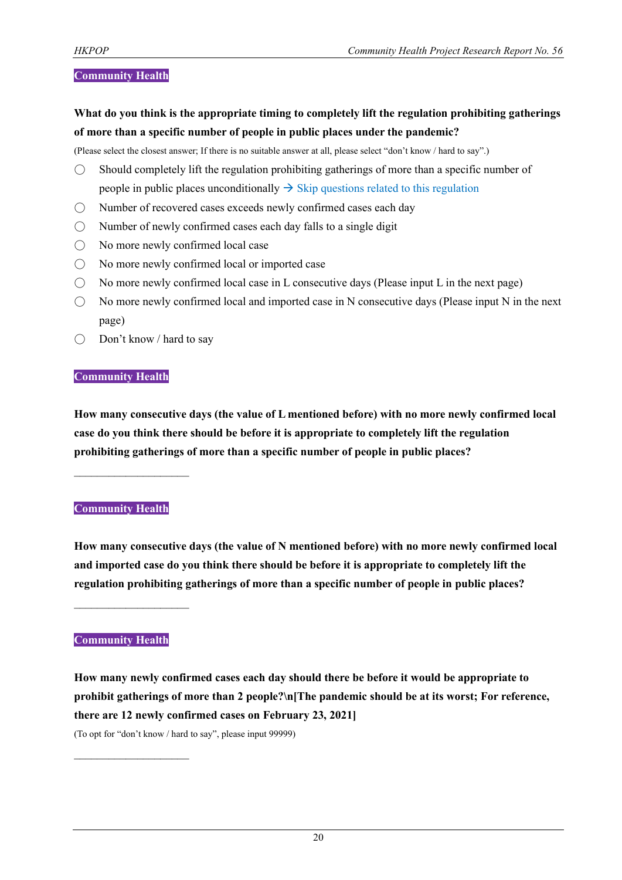**Community Health**

**What do you think is the appropriate timing to completely lift the regulation prohibiting gatherings of more than a specific number of people in public places under the pandemic?**

(Please select the closest answer; If there is no suitable answer at all, please select "don't know / hard to say".)

- ◯ Should completely lift the regulation prohibiting gatherings of more than a specific number of people in public places unconditionally → Skip questions related to this regulation
- ◯ Number of recovered cases exceeds newly confirmed cases each day
- ◯ Number of newly confirmed cases each day falls to a single digit
- ◯ No more newly confirmed local case
- ◯ No more newly confirmed local or imported case
- ◯ No more newly confirmed local case in L consecutive days (Please input L in the next page)
- ◯ No more newly confirmed local and imported case in N consecutive days (Please input N in the next page)
- ◯ Don't know / hard to say

**Community Health**

**How many consecutive days (the value of L mentioned before) with no more newly confirmed local case do you think there should be before it is appropriate to completely lift the regulation prohibiting gatherings of more than a specific number of people in public places?**

\_\_\_\_\_\_\_\_\_\_\_\_\_\_\_\_\_\_\_\_

**Community Health**

**How many consecutive days (the value of N mentioned before) with no more newly confirmed local and imported case do you think there should be before it is appropriate to completely lift the regulation prohibiting gatherings of more than a specific number of people in public places?**

\_\_\_\_\_\_\_\_\_\_\_\_\_\_\_\_\_\_\_\_

**Community Health**

**How many newly confirmed cases each day should there be before it would be appropriate to prohibit gatherings of more than 2 people?\n[The pandemic should be at its worst; For reference, there are 12 newly confirmed cases on February 23, 2021]**

(To opt for "don't know / hard to say", please input 99999)

\_\_\_\_\_\_\_\_\_\_\_\_\_\_\_\_\_\_\_\_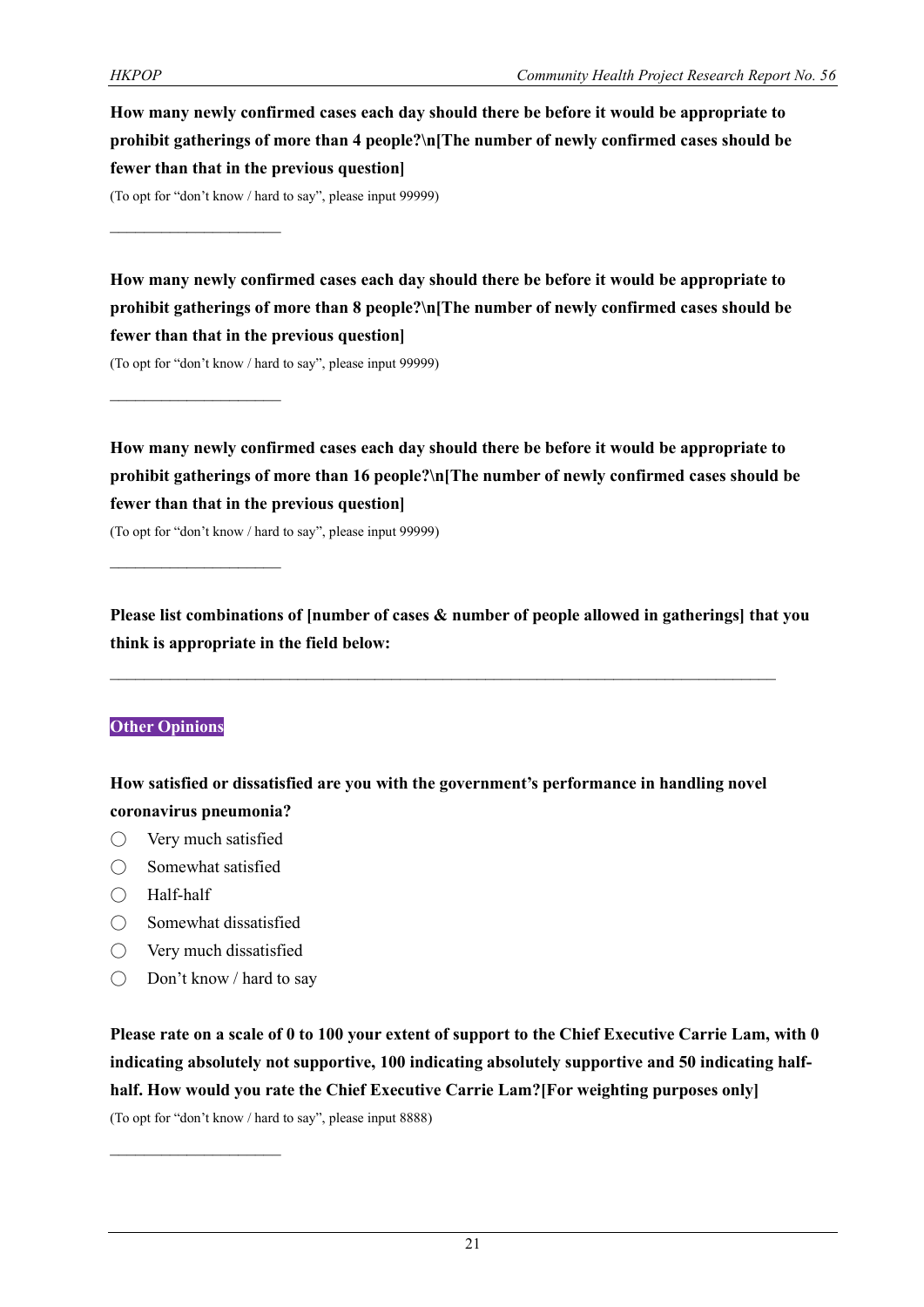**How many newly confirmed cases each day should there be before it would be appropriate to prohibit gatherings of more than 4 people?\n[The number of newly confirmed cases should be fewer than that in the previous question]**

(To opt for "don't know / hard to say", please input 99999)

\_\_\_\_\_\_\_\_\_\_\_\_\_\_\_\_\_\_\_\_\_\_

**How many newly confirmed cases each day should there be before it would be appropriate to prohibit gatherings of more than 8 people?\n[The number of newly confirmed cases should be fewer than that in the previous question]**

(To opt for "don't know / hard to say", please input 99999)

\_\_\_\_\_\_\_\_\_\_\_\_\_\_\_\_\_\_\_\_\_\_

**How many newly confirmed cases each day should there be before it would be appropriate to prohibit gatherings of more than 16 people?\n[The number of newly confirmed cases should be fewer than that in the previous question]**

(To opt for "don't know / hard to say", please input 99999)

\_\_\_\_\_\_\_\_\_\_\_\_\_\_\_\_\_\_\_\_\_\_

**Please list combinations of [number of cases & number of people allowed in gatherings] that you think is appropriate in the field below:**

\_\_\_\_\_\_\_\_\_\_\_\_\_\_\_\_\_\_\_\_\_\_\_\_\_\_\_\_\_\_\_\_\_\_\_\_\_\_\_\_\_\_\_\_\_\_\_\_\_\_\_\_\_\_\_\_\_\_\_\_\_\_\_\_\_\_\_\_\_\_\_\_\_\_\_\_\_\_\_\_\_\_

**Other Opinions**

**How satisfied or dissatisfied are you with the government's performance in handling novel coronavirus pneumonia?**

- ◯ Very much satisfied
- ◯ Somewhat satisfied
- ◯ Half-half
- ◯ Somewhat dissatisfied
- ◯ Very much dissatisfied
- ◯ Don't know / hard to say

**Please rate on a scale of 0 to 100 your extent of support to the Chief Executive Carrie Lam, with 0 indicating absolutely not supportive, 100 indicating absolutely supportive and 50 indicating half-half. How would you rate the Chief Executive Carrie Lam?[For weighting purposes only]**

(To opt for "don't know / hard to say", please input 8888)

\_\_\_\_\_\_\_\_\_\_\_\_\_\_\_\_\_\_\_\_\_\_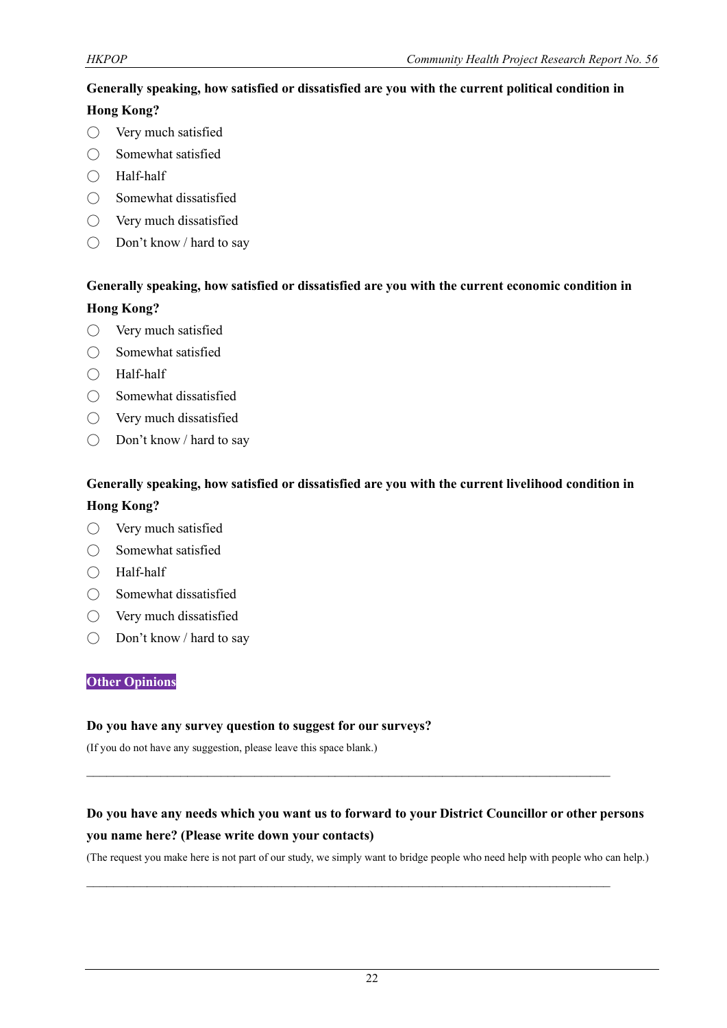**Generally speaking, how satisfied or dissatisfied are you with the current political condition in Hong Kong?**

- ◯ Very much satisfied
- ◯ Somewhat satisfied
- ◯ Half-half
- ◯ Somewhat dissatisfied
- ◯ Very much dissatisfied
- ◯ Don't know / hard to say

**Generally speaking, how satisfied or dissatisfied are you with the current economic condition in Hong Kong?**

- ◯ Very much satisfied
- ◯ Somewhat satisfied
- ◯ Half-half
- ◯ Somewhat dissatisfied
- ◯ Very much dissatisfied
- ◯ Don't know / hard to say

**Generally speaking, how satisfied or dissatisfied are you with the current livelihood condition in Hong Kong?**

- ◯ Very much satisfied
- ◯ Somewhat satisfied
- ◯ Half-half
- ◯ Somewhat dissatisfied
- ◯ Very much dissatisfied
- ◯ Don't know / hard to say

## Other Opinions

**Do you have any survey question to suggest for our surveys?**

(If you do not have any suggestion, please leave this space blank.)

\_\_\_\_\_\_\_\_\_\_\_\_\_\_\_\_\_\_\_\_\_\_\_\_\_\_\_\_\_\_\_\_\_\_\_\_\_\_\_\_\_\_\_\_\_\_\_\_\_\_\_\_\_\_\_\_\_\_\_\_\_\_\_\_\_\_\_\_\_\_\_\_\_\_\_\_\_\_

**Do you have any needs which you want us to forward to your District Councillor or other persons you name here? (Please write down your contacts)**

(The request you make here is not part of our study, we simply want to bridge people who need help with people who can help.)

\_\_\_\_\_\_\_\_\_\_\_\_\_\_\_\_\_\_\_\_\_\_\_\_\_\_\_\_\_\_\_\_\_\_\_\_\_\_\_\_\_\_\_\_\_\_\_\_\_\_\_\_\_\_\_\_\_\_\_\_\_\_\_\_\_\_\_\_\_\_\_\_\_\_\_\_\_\_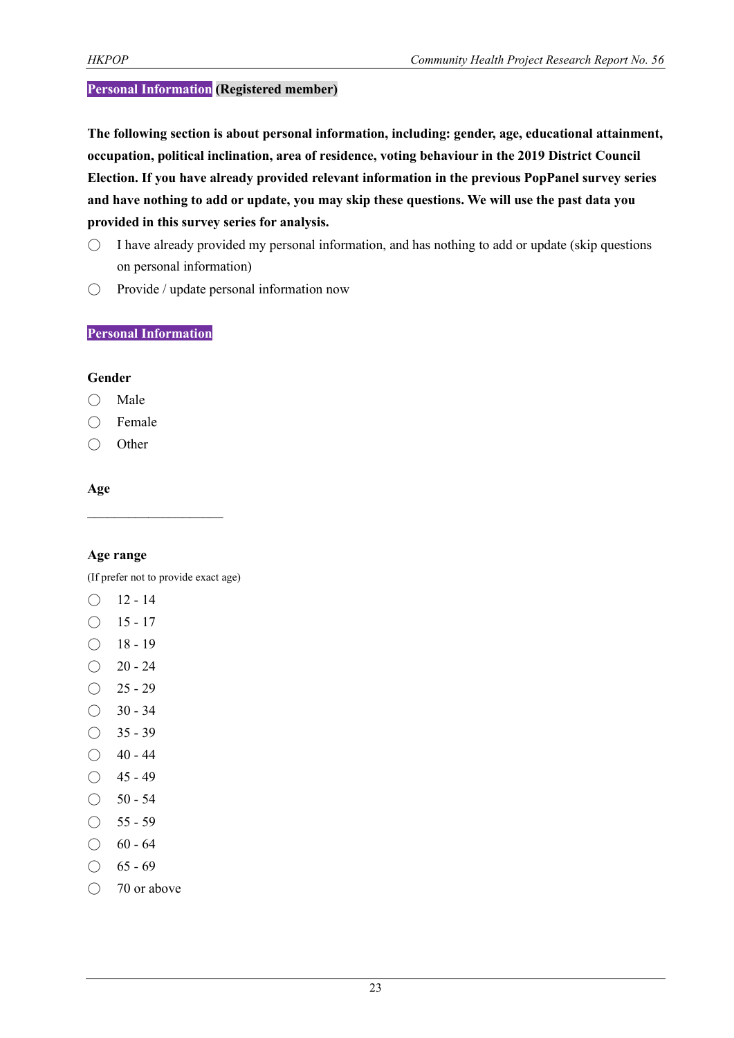**Personal Information (Registered member)**

**The following section is about personal information, including: gender, age, educational attainment, occupation, political inclination, area of residence, voting behaviour in the 2019 District Council Election. If you have already provided relevant information in the previous PopPanel survey series and have nothing to add or update, you may skip these questions. We will use the past data you provided in this survey series for analysis.**

- ◯ I have already provided my personal information, and has nothing to add or update (skip questions on personal information)
- ◯ Provide / update personal information now

**Personal Information**

**Gender**

- ◯ Male
- ◯ Female
- ◯ Other

**Age**

\_\_\_\_\_\_\_\_\_\_\_\_\_\_\_\_\_\_\_\_

**Age range**

(If prefer not to provide exact age)

- ◯ 12 - 14
- ◯ 15 - 17
- ◯ 18 - 19
- ◯ 20 - 24
- ◯ 25 - 29
- ◯ 30 - 34
- ◯ 35 - 39
- ◯ 40 - 44
- ◯ 45 - 49
- ◯ 50 - 54
- ◯ 55 - 59
- ◯ 60 - 64
- ◯ 65 - 69
- ◯ 70 or above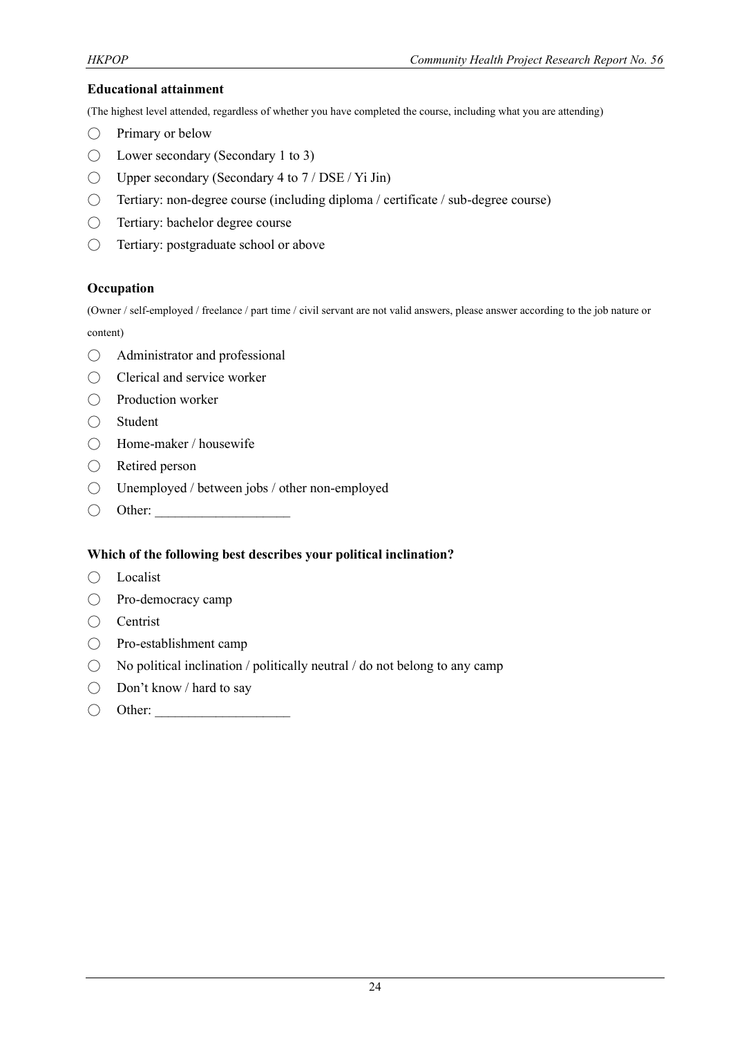**Educational attainment**

(The highest level attended, regardless of whether you have completed the course, including what you are attending)

- ◯ Primary or below
- ◯ Lower secondary (Secondary 1 to 3)
- ◯ Upper secondary (Secondary 4 to 7 / DSE / Yi Jin)
- ◯ Tertiary: non-degree course (including diploma / certificate / sub-degree course)
- ◯ Tertiary: bachelor degree course
- ◯ Tertiary: postgraduate school or above

**Occupation**

(Owner / self-employed / freelance / part time / civil servant are not valid answers, please answer according to the job nature or content)

- ◯ Administrator and professional
- ◯ Clerical and service worker
- ◯ Production worker
- ◯ Student
- ◯ Home-maker / housewife
- ◯ Retired person
- ◯ Unemployed / between jobs / other non-employed
- ◯ Other: ____________________

**Which of the following best describes your political inclination?**

- ◯ Localist
- ◯ Pro-democracy camp
- ◯ Centrist
- ◯ Pro-establishment camp
- ◯ No political inclination / politically neutral / do not belong to any camp
- ◯ Don't know / hard to say
- ◯ Other: ____________________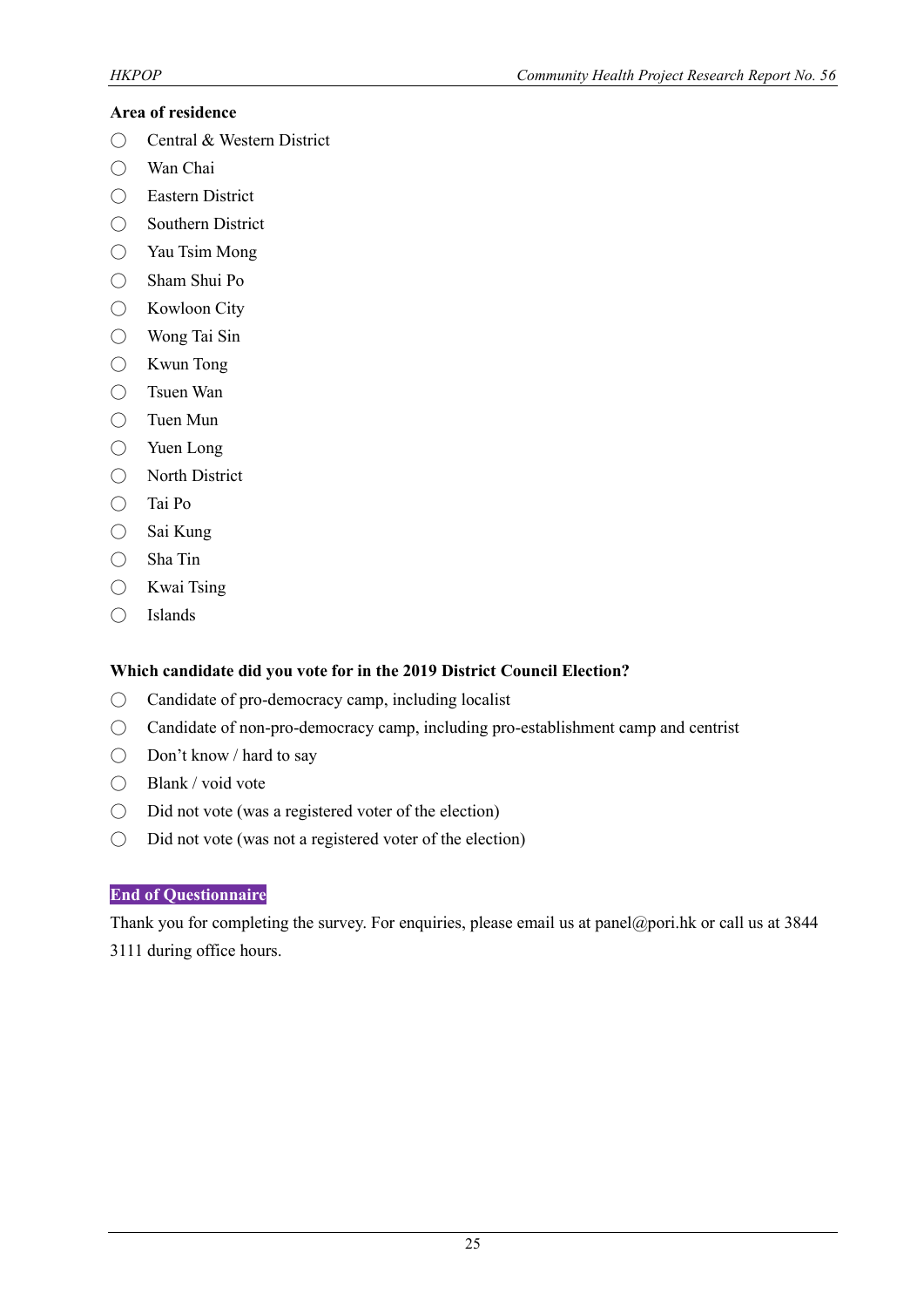**Area of residence**

- ◯ Central & Western District
- ◯ Wan Chai
- ◯ Eastern District
- ◯ Southern District
- ◯ Yau Tsim Mong
- ◯ Sham Shui Po
- ◯ Kowloon City
- ◯ Wong Tai Sin
- ◯ Kwun Tong
- ◯ Tsuen Wan
- ◯ Tuen Mun
- ◯ Yuen Long
- ◯ North District
- ◯ Tai Po
- ◯ Sai Kung
- ◯ Sha Tin
- ◯ Kwai Tsing
- ◯ Islands

**Which candidate did you vote for in the 2019 District Council Election?**

- ◯ Candidate of pro-democracy camp, including localist
- ◯ Candidate of non-pro-democracy camp, including pro-establishment camp and centrist
- ◯ Don't know / hard to say
- ◯ Blank / void vote
- ◯ Did not vote (was a registered voter of the election)
- ◯ Did not vote (was not a registered voter of the election)

**End of Questionnaire**

Thank you for completing the survey. For enquiries, please email us at panel@pori.hk or call us at 3844 3111 during office hours.